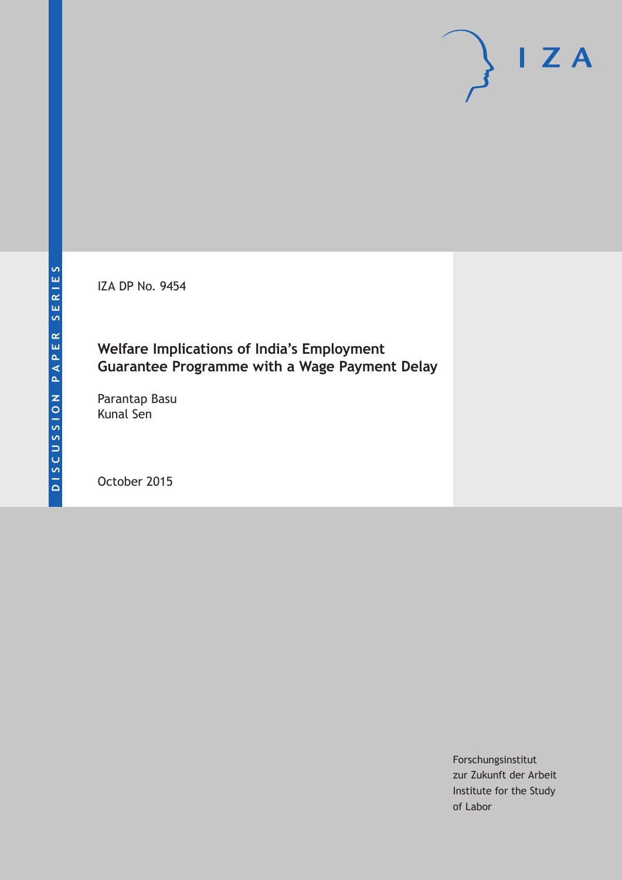DISCUSSION PAPER SERIES

IZA

IZA DP No. 9454

# Welfare Implications of India's Employment Guarantee Programme with a Wage Payment Delay

Parantap Basu
Kunal Sen

October 2015

Forschungsinstitut
zur Zukunft der Arbeit
Institute for the Study
of Labor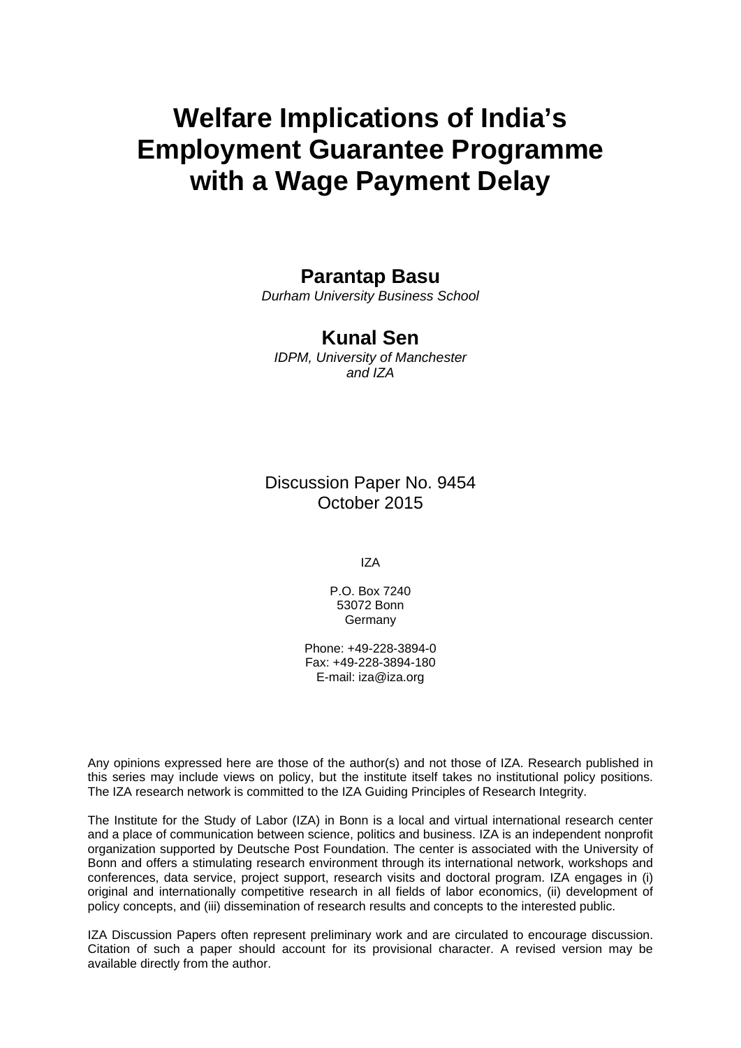# Welfare Implications of India's Employment Guarantee Programme with a Wage Payment Delay

**Parantap Basu**

*Durham University Business School*

**Kunal Sen**

*IDPM, University of Manchester and IZA*

Discussion Paper No. 9454
October 2015

IZA

P.O. Box 7240
53072 Bonn
Germany

Phone: +49-228-3894-0
Fax: +49-228-3894-180
E-mail: iza@iza.org

Any opinions expressed here are those of the author(s) and not those of IZA. Research published in this series may include views on policy, but the institute itself takes no institutional policy positions. The IZA research network is committed to the IZA Guiding Principles of Research Integrity.

The Institute for the Study of Labor (IZA) in Bonn is a local and virtual international research center and a place of communication between science, politics and business. IZA is an independent nonprofit organization supported by Deutsche Post Foundation. The center is associated with the University of Bonn and offers a stimulating research environment through its international network, workshops and conferences, data service, project support, research visits and doctoral program. IZA engages in (i) original and internationally competitive research in all fields of labor economics, (ii) development of policy concepts, and (iii) dissemination of research results and concepts to the interested public.

IZA Discussion Papers often represent preliminary work and are circulated to encourage discussion. Citation of such a paper should account for its provisional character. A revised version may be available directly from the author.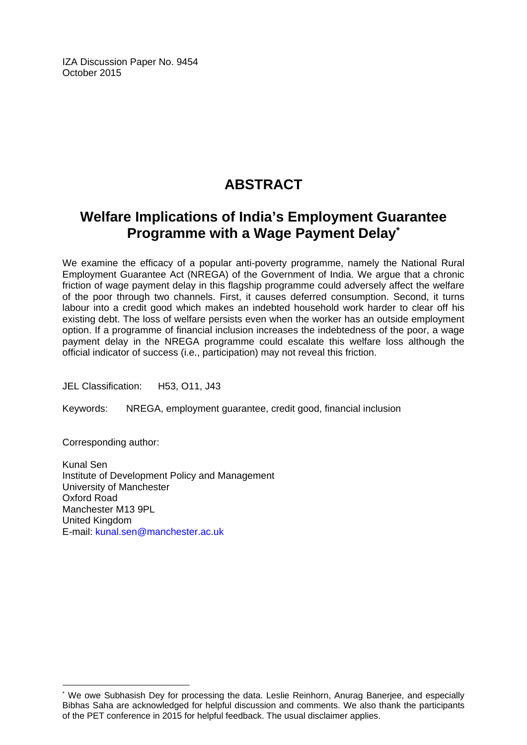IZA Discussion Paper No. 9454
October 2015

# ABSTRACT

## Welfare Implications of India's Employment Guarantee Programme with a Wage Payment Delay*

We examine the efficacy of a popular anti-poverty programme, namely the National Rural Employment Guarantee Act (NREGA) of the Government of India. We argue that a chronic friction of wage payment delay in this flagship programme could adversely affect the welfare of the poor through two channels. First, it causes deferred consumption. Second, it turns labour into a credit good which makes an indebted household work harder to clear off his existing debt. The loss of welfare persists even when the worker has an outside employment option. If a programme of financial inclusion increases the indebtedness of the poor, a wage payment delay in the NREGA programme could escalate this welfare loss although the official indicator of success (i.e., participation) may not reveal this friction.

JEL Classification: H53, O11, J43

Keywords: NREGA, employment guarantee, credit good, financial inclusion

Corresponding author:

Kunal Sen
Institute of Development Policy and Management
University of Manchester
Oxford Road
Manchester M13 9PL
United Kingdom
E-mail: kunal.sen@manchester.ac.uk

* We owe Subhasish Dey for processing the data. Leslie Reinhorn, Anurag Banerjee, and especially Bibhas Saha are acknowledged for helpful discussion and comments. We also thank the participants of the PET conference in 2015 for helpful feedback. The usual disclaimer applies.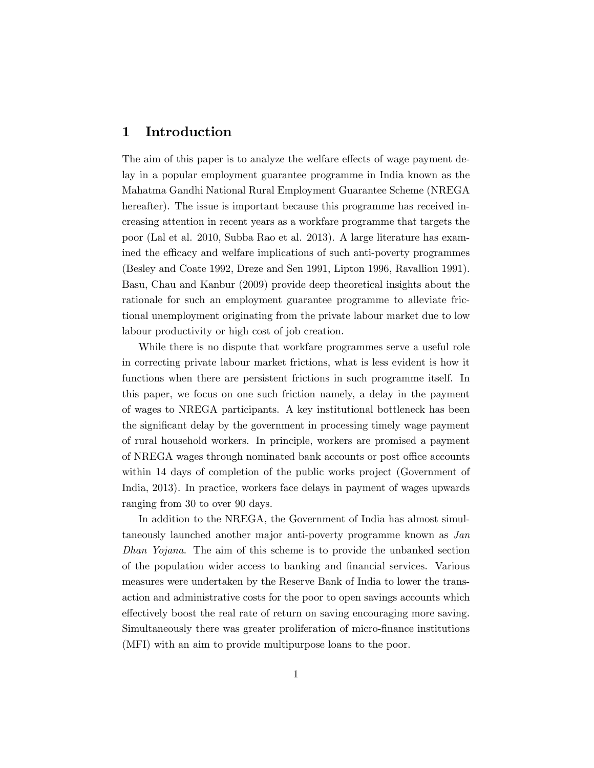# 1 Introduction

The aim of this paper is to analyze the welfare effects of wage payment delay in a popular employment guarantee programme in India known as the Mahatma Gandhi National Rural Employment Guarantee Scheme (NREGA hereafter). The issue is important because this programme has received increasing attention in recent years as a workfare programme that targets the poor (Lal et al. 2010, Subba Rao et al. 2013). A large literature has examined the efficacy and welfare implications of such anti-poverty programmes (Besley and Coate 1992, Dreze and Sen 1991, Lipton 1996, Ravallion 1991). Basu, Chau and Kanbur (2009) provide deep theoretical insights about the rationale for such an employment guarantee programme to alleviate frictional unemployment originating from the private labour market due to low labour productivity or high cost of job creation.

While there is no dispute that workfare programmes serve a useful role in correcting private labour market frictions, what is less evident is how it functions when there are persistent frictions in such programme itself. In this paper, we focus on one such friction namely, a delay in the payment of wages to NREGA participants. A key institutional bottleneck has been the significant delay by the government in processing timely wage payment of rural household workers. In principle, workers are promised a payment of NREGA wages through nominated bank accounts or post office accounts within 14 days of completion of the public works project (Government of India, 2013). In practice, workers face delays in payment of wages upwards ranging from 30 to over 90 days.

In addition to the NREGA, the Government of India has almost simultaneously launched another major anti-poverty programme known as *Jan Dhan Yojana*. The aim of this scheme is to provide the unbanked section of the population wider access to banking and financial services. Various measures were undertaken by the Reserve Bank of India to lower the transaction and administrative costs for the poor to open savings accounts which effectively boost the real rate of return on saving encouraging more saving. Simultaneously there was greater proliferation of micro-finance institutions (MFI) with an aim to provide multipurpose loans to the poor.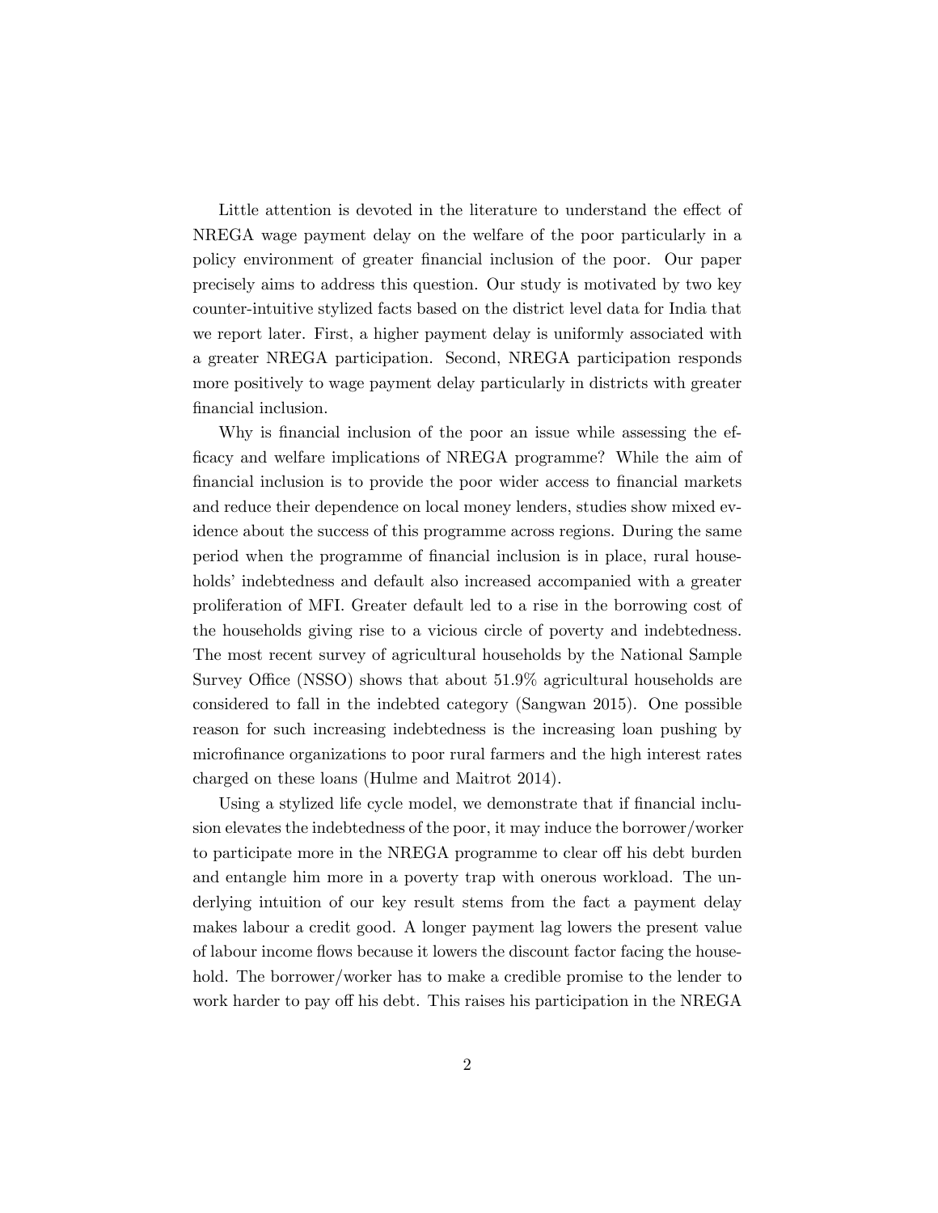Little attention is devoted in the literature to understand the effect of NREGA wage payment delay on the welfare of the poor particularly in a policy environment of greater financial inclusion of the poor. Our paper precisely aims to address this question. Our study is motivated by two key counter-intuitive stylized facts based on the district level data for India that we report later. First, a higher payment delay is uniformly associated with a greater NREGA participation. Second, NREGA participation responds more positively to wage payment delay particularly in districts with greater financial inclusion.

Why is financial inclusion of the poor an issue while assessing the efficacy and welfare implications of NREGA programme? While the aim of financial inclusion is to provide the poor wider access to financial markets and reduce their dependence on local money lenders, studies show mixed evidence about the success of this programme across regions. During the same period when the programme of financial inclusion is in place, rural households' indebtedness and default also increased accompanied with a greater proliferation of MFI. Greater default led to a rise in the borrowing cost of the households giving rise to a vicious circle of poverty and indebtedness. The most recent survey of agricultural households by the National Sample Survey Office (NSSO) shows that about 51.9% agricultural households are considered to fall in the indebted category (Sangwan 2015). One possible reason for such increasing indebtedness is the increasing loan pushing by microfinance organizations to poor rural farmers and the high interest rates charged on these loans (Hulme and Maitrot 2014).

Using a stylized life cycle model, we demonstrate that if financial inclusion elevates the indebtedness of the poor, it may induce the borrower/worker to participate more in the NREGA programme to clear off his debt burden and entangle him more in a poverty trap with onerous workload. The underlying intuition of our key result stems from the fact a payment delay makes labour a credit good. A longer payment lag lowers the present value of labour income flows because it lowers the discount factor facing the household. The borrower/worker has to make a credible promise to the lender to work harder to pay off his debt. This raises his participation in the NREGA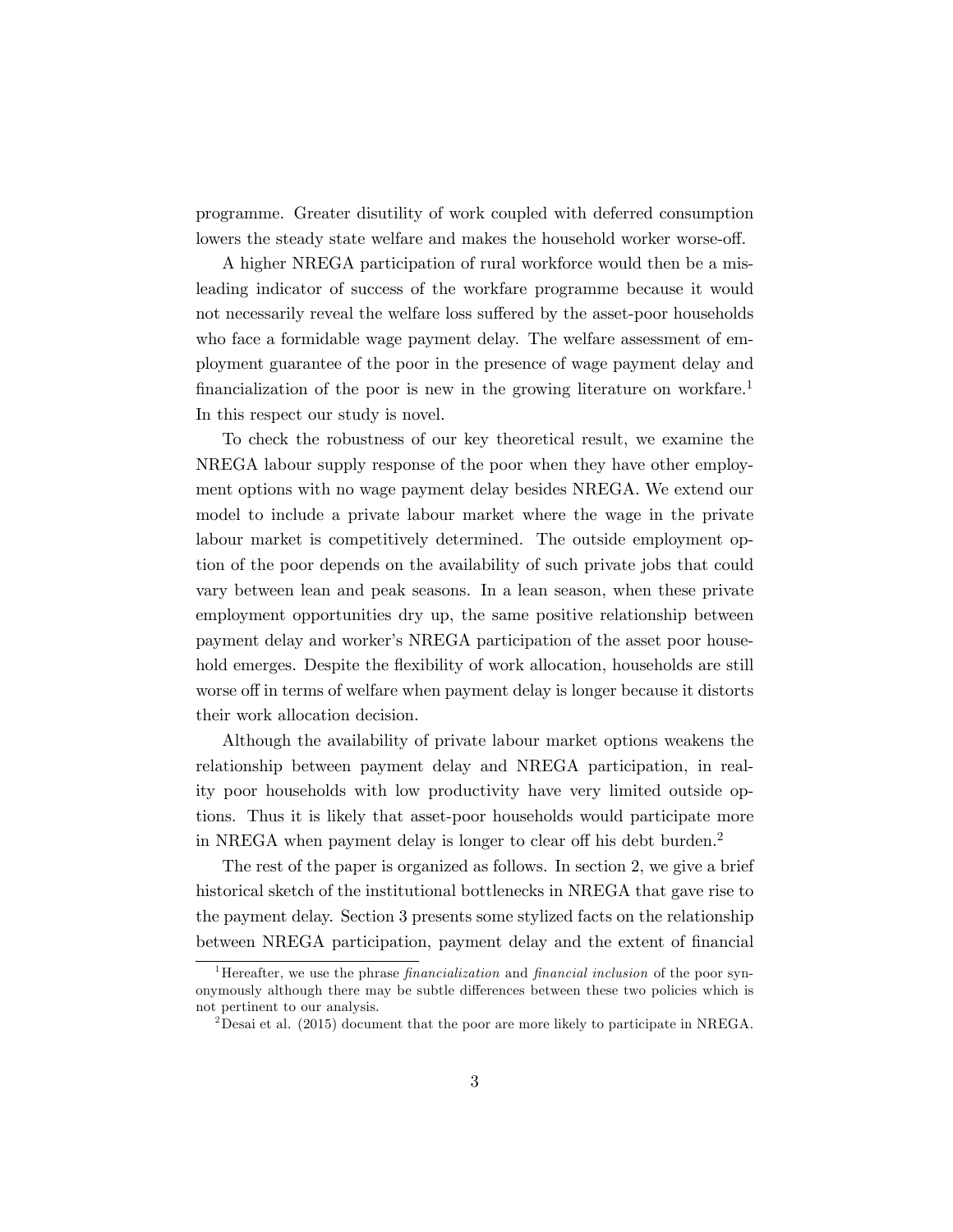programme. Greater disutility of work coupled with deferred consumption lowers the steady state welfare and makes the household worker worse-off.

A higher NREGA participation of rural workforce would then be a misleading indicator of success of the workfare programme because it would not necessarily reveal the welfare loss suffered by the asset-poor households who face a formidable wage payment delay. The welfare assessment of employment guarantee of the poor in the presence of wage payment delay and financialization of the poor is new in the growing literature on workfare.[1] In this respect our study is novel.

To check the robustness of our key theoretical result, we examine the NREGA labour supply response of the poor when they have other employment options with no wage payment delay besides NREGA. We extend our model to include a private labour market where the wage in the private labour market is competitively determined. The outside employment option of the poor depends on the availability of such private jobs that could vary between lean and peak seasons. In a lean season, when these private employment opportunities dry up, the same positive relationship between payment delay and worker's NREGA participation of the asset poor household emerges. Despite the flexibility of work allocation, households are still worse off in terms of welfare when payment delay is longer because it distorts their work allocation decision.

Although the availability of private labour market options weakens the relationship between payment delay and NREGA participation, in reality poor households with low productivity have very limited outside options. Thus it is likely that asset-poor households would participate more in NREGA when payment delay is longer to clear off his debt burden.[2]

The rest of the paper is organized as follows. In section 2, we give a brief historical sketch of the institutional bottlenecks in NREGA that gave rise to the payment delay. Section 3 presents some stylized facts on the relationship between NREGA participation, payment delay and the extent of financial

[1] Hereafter, we use the phrase *financialization* and *financial inclusion* of the poor synonymously although there may be subtle differences between these two policies which is not pertinent to our analysis.

[2] Desai et al. (2015) document that the poor are more likely to participate in NREGA.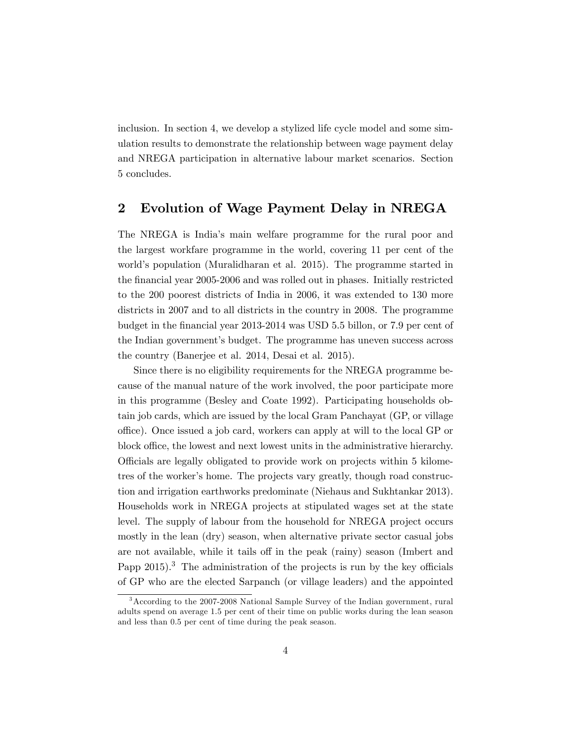inclusion. In section 4, we develop a stylized life cycle model and some simulation results to demonstrate the relationship between wage payment delay and NREGA participation in alternative labour market scenarios. Section 5 concludes.

## 2 Evolution of Wage Payment Delay in NREGA

The NREGA is India's main welfare programme for the rural poor and the largest workfare programme in the world, covering 11 per cent of the world's population (Muralidharan et al. 2015). The programme started in the financial year 2005-2006 and was rolled out in phases. Initially restricted to the 200 poorest districts of India in 2006, it was extended to 130 more districts in 2007 and to all districts in the country in 2008. The programme budget in the financial year 2013-2014 was USD 5.5 billon, or 7.9 per cent of the Indian government's budget. The programme has uneven success across the country (Banerjee et al. 2014, Desai et al. 2015).

Since there is no eligibility requirements for the NREGA programme because of the manual nature of the work involved, the poor participate more in this programme (Besley and Coate 1992). Participating households obtain job cards, which are issued by the local Gram Panchayat (GP, or village office). Once issued a job card, workers can apply at will to the local GP or block office, the lowest and next lowest units in the administrative hierarchy. Officials are legally obligated to provide work on projects within 5 kilometres of the worker's home. The projects vary greatly, though road construction and irrigation earthworks predominate (Niehaus and Sukhtankar 2013). Households work in NREGA projects at stipulated wages set at the state level. The supply of labour from the household for NREGA project occurs mostly in the lean (dry) season, when alternative private sector casual jobs are not available, while it tails off in the peak (rainy) season (Imbert and Papp 2015).[3] The administration of the projects is run by the key officials of GP who are the elected Sarpanch (or village leaders) and the appointed

[3] According to the 2007-2008 National Sample Survey of the Indian government, rural adults spend on average 1.5 per cent of their time on public works during the lean season and less than 0.5 per cent of time during the peak season.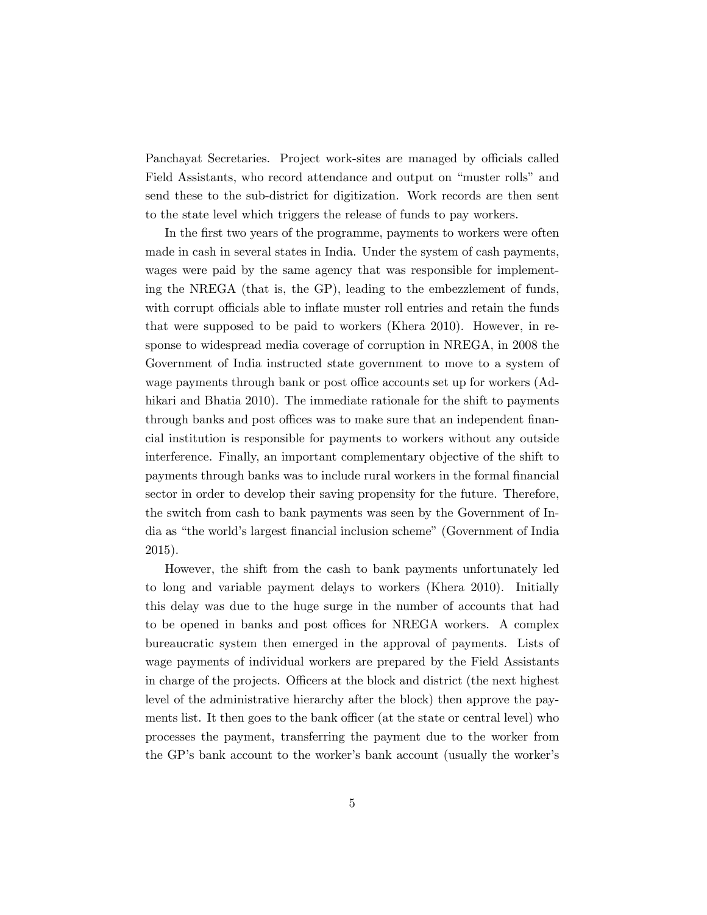Panchayat Secretaries. Project work-sites are managed by officials called Field Assistants, who record attendance and output on "muster rolls" and send these to the sub-district for digitization. Work records are then sent to the state level which triggers the release of funds to pay workers.

In the first two years of the programme, payments to workers were often made in cash in several states in India. Under the system of cash payments, wages were paid by the same agency that was responsible for implementing the NREGA (that is, the GP), leading to the embezzlement of funds, with corrupt officials able to inflate muster roll entries and retain the funds that were supposed to be paid to workers (Khera 2010). However, in response to widespread media coverage of corruption in NREGA, in 2008 the Government of India instructed state government to move to a system of wage payments through bank or post office accounts set up for workers (Adhikari and Bhatia 2010). The immediate rationale for the shift to payments through banks and post offices was to make sure that an independent financial institution is responsible for payments to workers without any outside interference. Finally, an important complementary objective of the shift to payments through banks was to include rural workers in the formal financial sector in order to develop their saving propensity for the future. Therefore, the switch from cash to bank payments was seen by the Government of India as "the world's largest financial inclusion scheme" (Government of India 2015).

However, the shift from the cash to bank payments unfortunately led to long and variable payment delays to workers (Khera 2010). Initially this delay was due to the huge surge in the number of accounts that had to be opened in banks and post offices for NREGA workers. A complex bureaucratic system then emerged in the approval of payments. Lists of wage payments of individual workers are prepared by the Field Assistants in charge of the projects. Officers at the block and district (the next highest level of the administrative hierarchy after the block) then approve the payments list. It then goes to the bank officer (at the state or central level) who processes the payment, transferring the payment due to the worker from the GP's bank account to the worker's bank account (usually the worker's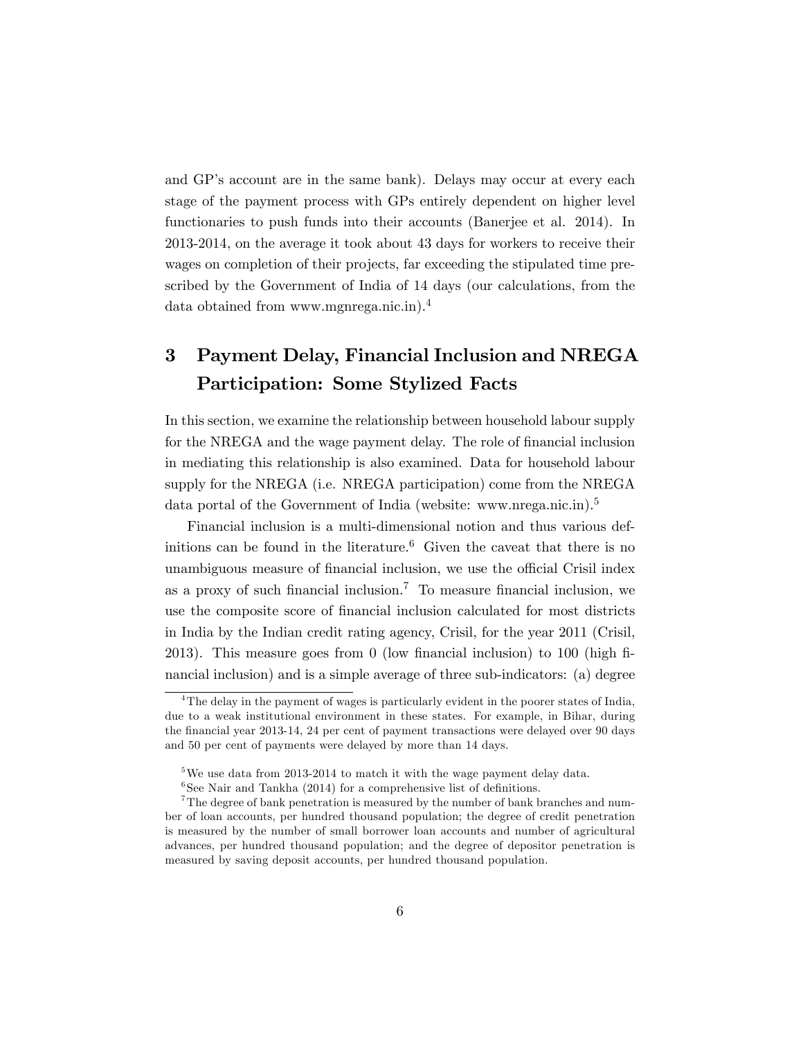and GP's account are in the same bank). Delays may occur at every each stage of the payment process with GPs entirely dependent on higher level functionaries to push funds into their accounts (Banerjee et al. 2014). In 2013-2014, on the average it took about 43 days for workers to receive their wages on completion of their projects, far exceeding the stipulated time prescribed by the Government of India of 14 days (our calculations, from the data obtained from www.mgnrega.nic.in).[4]

## 3 Payment Delay, Financial Inclusion and NREGA Participation: Some Stylized Facts

In this section, we examine the relationship between household labour supply for the NREGA and the wage payment delay. The role of financial inclusion in mediating this relationship is also examined. Data for household labour supply for the NREGA (i.e. NREGA participation) come from the NREGA data portal of the Government of India (website: www.nrega.nic.in).[5]

Financial inclusion is a multi-dimensional notion and thus various definitions can be found in the literature.[6] Given the caveat that there is no unambiguous measure of financial inclusion, we use the official Crisil index as a proxy of such financial inclusion.[7] To measure financial inclusion, we use the composite score of financial inclusion calculated for most districts in India by the Indian credit rating agency, Crisil, for the year 2011 (Crisil, 2013). This measure goes from 0 (low financial inclusion) to 100 (high financial inclusion) and is a simple average of three sub-indicators: (a) degree

---

[4] The delay in the payment of wages is particularly evident in the poorer states of India, due to a weak institutional environment in these states. For example, in Bihar, during the financial year 2013-14, 24 per cent of payment transactions were delayed over 90 days and 50 per cent of payments were delayed by more than 14 days.

[5] We use data from 2013-2014 to match it with the wage payment delay data.

[6] See Nair and Tankha (2014) for a comprehensive list of definitions.

[7] The degree of bank penetration is measured by the number of bank branches and number of loan accounts, per hundred thousand population; the degree of credit penetration is measured by the number of small borrower loan accounts and number of agricultural advances, per hundred thousand population; and the degree of depositor penetration is measured by saving deposit accounts, per hundred thousand population.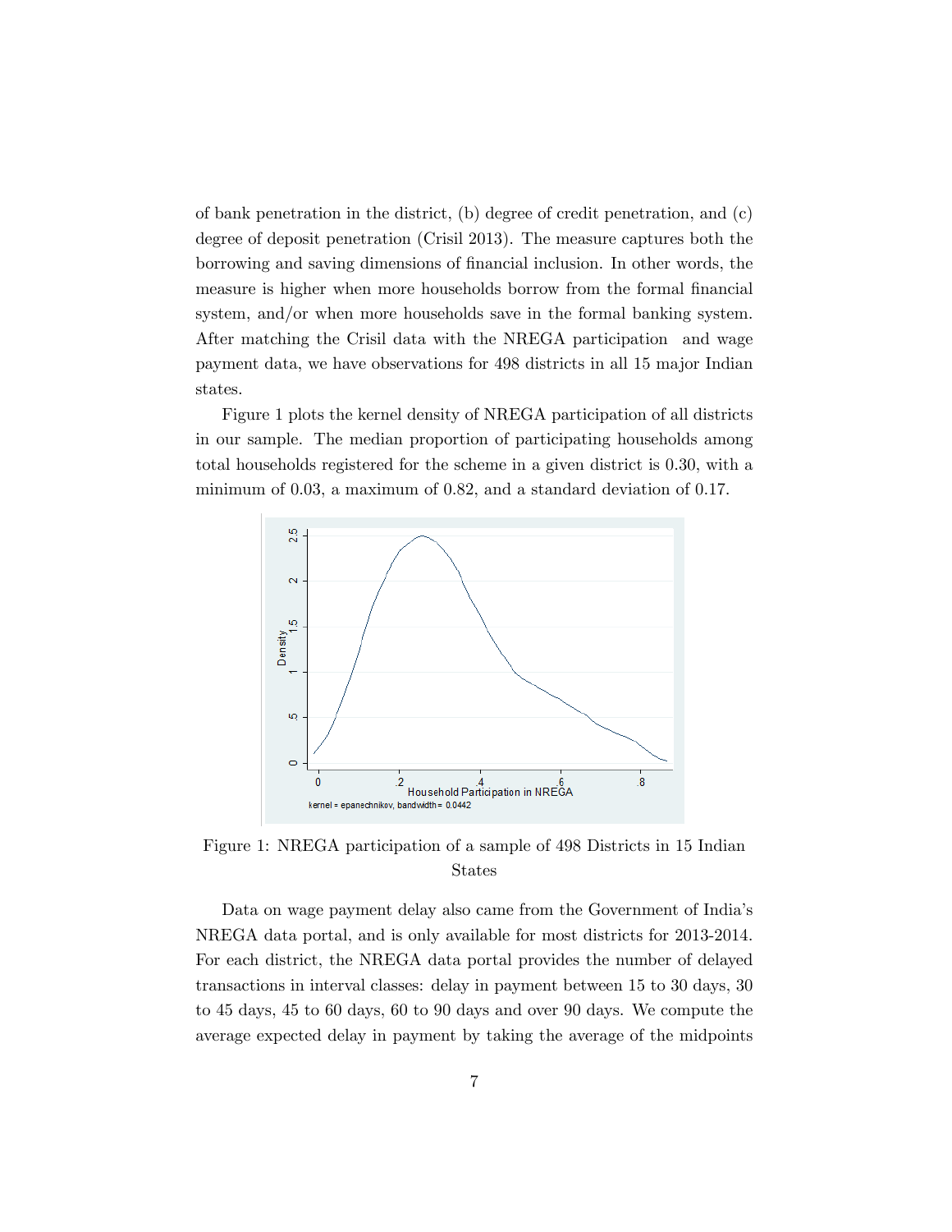of bank penetration in the district, (b) degree of credit penetration, and (c) degree of deposit penetration (Crisil 2013). The measure captures both the borrowing and saving dimensions of financial inclusion. In other words, the measure is higher when more households borrow from the formal financial system, and/or when more households save in the formal banking system. After matching the Crisil data with the NREGA participation and wage payment data, we have observations for 498 districts in all 15 major Indian states.

Figure 1 plots the kernel density of NREGA participation of all districts in our sample. The median proportion of participating households among total households registered for the scheme in a given district is 0.30, with a minimum of 0.03, a maximum of 0.82, and a standard deviation of 0.17.

Figure 1: NREGA participation of a sample of 498 Districts in 15 Indian States

Data on wage payment delay also came from the Government of India's NREGA data portal, and is only available for most districts for 2013-2014. For each district, the NREGA data portal provides the number of delayed transactions in interval classes: delay in payment between 15 to 30 days, 30 to 45 days, 45 to 60 days, 60 to 90 days and over 90 days. We compute the average expected delay in payment by taking the average of the midpoints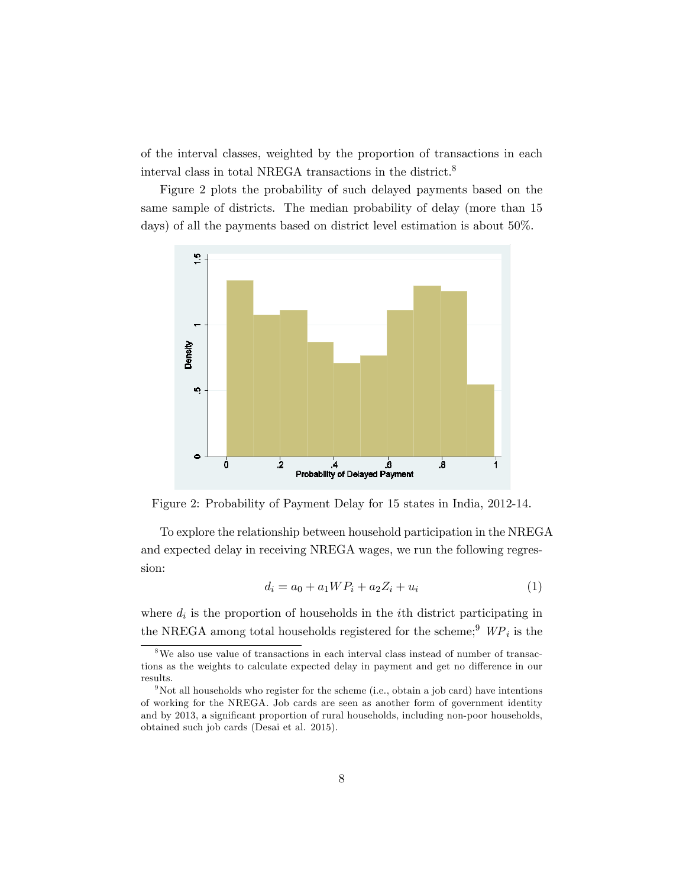of the interval classes, weighted by the proportion of transactions in each interval class in total NREGA transactions in the district.[8]

Figure 2 plots the probability of such delayed payments based on the same sample of districts. The median probability of delay (more than 15 days) of all the payments based on district level estimation is about 50%.

Figure 2: Probability of Payment Delay for 15 states in India, 2012-14.

To explore the relationship between household participation in the NREGA and expected delay in receiving NREGA wages, we run the following regression:

$$d_i = a_0 + a_1 WP_i + a_2 Z_i + u_i \tag{1}$$

where $d_i$ is the proportion of households in the $i$th district participating in the NREGA among total households registered for the scheme;[9] $WP_i$ is the

[8] We also use value of transactions in each interval class instead of number of transactions as the weights to calculate expected delay in payment and get no difference in our results.

[9] Not all households who register for the scheme (i.e., obtain a job card) have intentions of working for the NREGA. Job cards are seen as another form of government identity and by 2013, a significant proportion of rural households, including non-poor households, obtained such job cards (Desai et al. 2015).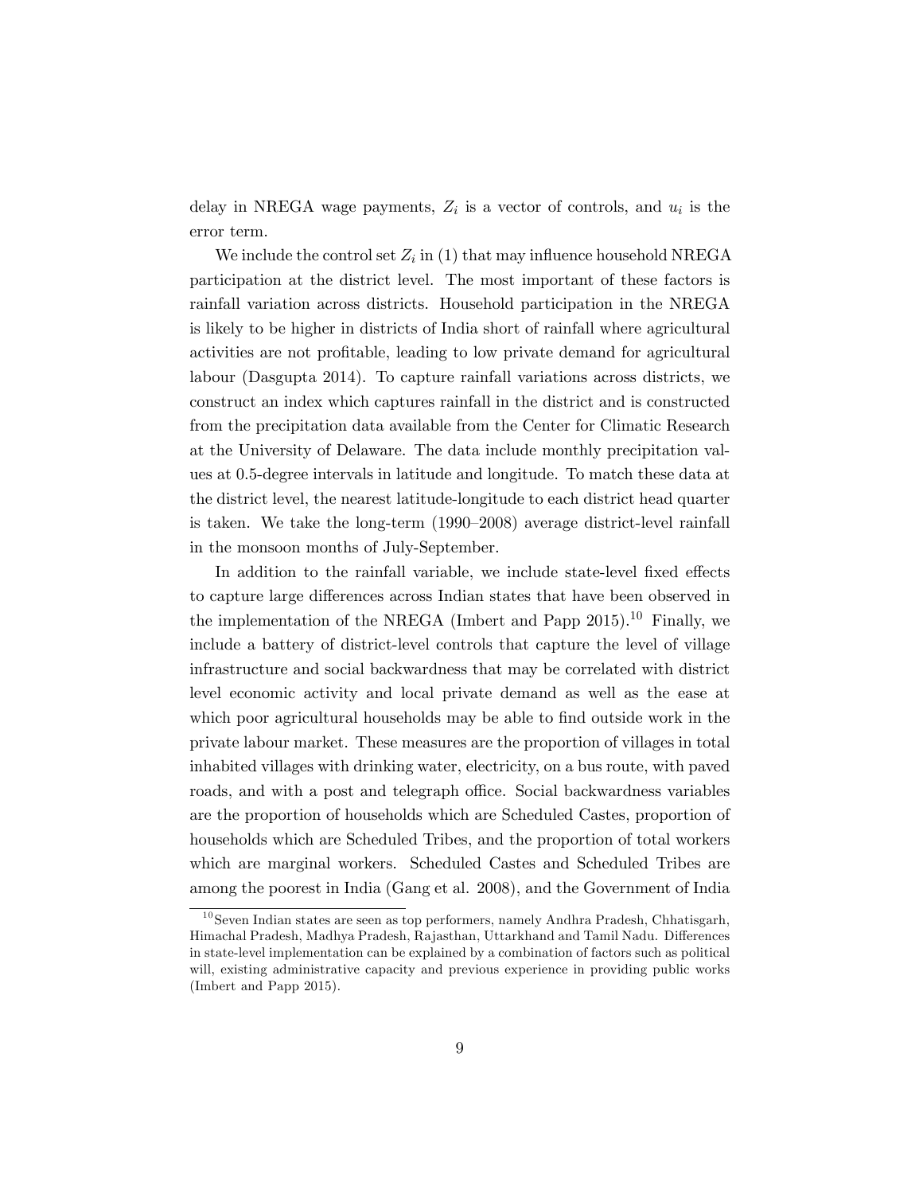delay in NREGA wage payments, $Z_i$ is a vector of controls, and $u_i$ is the error term.

We include the control set $Z_i$ in (1) that may influence household NREGA participation at the district level. The most important of these factors is rainfall variation across districts. Household participation in the NREGA is likely to be higher in districts of India short of rainfall where agricultural activities are not profitable, leading to low private demand for agricultural labour (Dasgupta 2014). To capture rainfall variations across districts, we construct an index which captures rainfall in the district and is constructed from the precipitation data available from the Center for Climatic Research at the University of Delaware. The data include monthly precipitation values at 0.5-degree intervals in latitude and longitude. To match these data at the district level, the nearest latitude-longitude to each district head quarter is taken. We take the long-term (1990–2008) average district-level rainfall in the monsoon months of July-September.

In addition to the rainfall variable, we include state-level fixed effects to capture large differences across Indian states that have been observed in the implementation of the NREGA (Imbert and Papp 2015).[10] Finally, we include a battery of district-level controls that capture the level of village infrastructure and social backwardness that may be correlated with district level economic activity and local private demand as well as the ease at which poor agricultural households may be able to find outside work in the private labour market. These measures are the proportion of villages in total inhabited villages with drinking water, electricity, on a bus route, with paved roads, and with a post and telegraph office. Social backwardness variables are the proportion of households which are Scheduled Castes, proportion of households which are Scheduled Tribes, and the proportion of total workers which are marginal workers. Scheduled Castes and Scheduled Tribes are among the poorest in India (Gang et al. 2008), and the Government of India

[10] Seven Indian states are seen as top performers, namely Andhra Pradesh, Chhatisgarh, Himachal Pradesh, Madhya Pradesh, Rajasthan, Uttarkhand and Tamil Nadu. Differences in state-level implementation can be explained by a combination of factors such as political will, existing administrative capacity and previous experience in providing public works (Imbert and Papp 2015).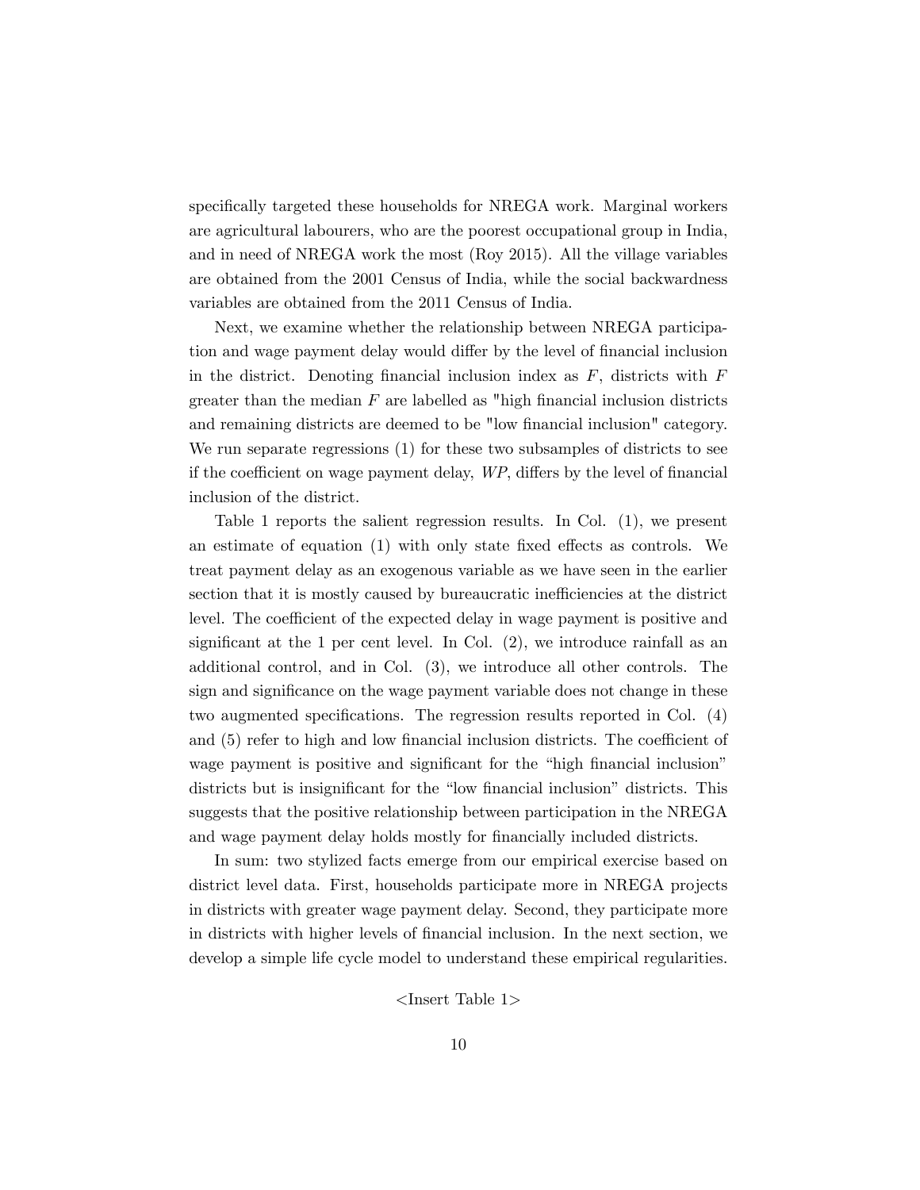specifically targeted these households for NREGA work. Marginal workers are agricultural labourers, who are the poorest occupational group in India, and in need of NREGA work the most (Roy 2015). All the village variables are obtained from the 2001 Census of India, while the social backwardness variables are obtained from the 2011 Census of India.

Next, we examine whether the relationship between NREGA participation and wage payment delay would differ by the level of financial inclusion in the district. Denoting financial inclusion index as $F$, districts with $F$ greater than the median $F$ are labelled as "high financial inclusion districts and remaining districts are deemed to be "low financial inclusion" category. We run separate regressions (1) for these two subsamples of districts to see if the coefficient on wage payment delay, $WP$, differs by the level of financial inclusion of the district.

Table 1 reports the salient regression results. In Col. (1), we present an estimate of equation (1) with only state fixed effects as controls. We treat payment delay as an exogenous variable as we have seen in the earlier section that it is mostly caused by bureaucratic inefficiencies at the district level. The coefficient of the expected delay in wage payment is positive and significant at the 1 per cent level. In Col. (2), we introduce rainfall as an additional control, and in Col. (3), we introduce all other controls. The sign and significance on the wage payment variable does not change in these two augmented specifications. The regression results reported in Col. (4) and (5) refer to high and low financial inclusion districts. The coefficient of wage payment is positive and significant for the “high financial inclusion” districts but is insignificant for the “low financial inclusion” districts. This suggests that the positive relationship between participation in the NREGA and wage payment delay holds mostly for financially included districts.

In sum: two stylized facts emerge from our empirical exercise based on district level data. First, households participate more in NREGA projects in districts with greater wage payment delay. Second, they participate more in districts with higher levels of financial inclusion. In the next section, we develop a simple life cycle model to understand these empirical regularities.

<Insert Table 1>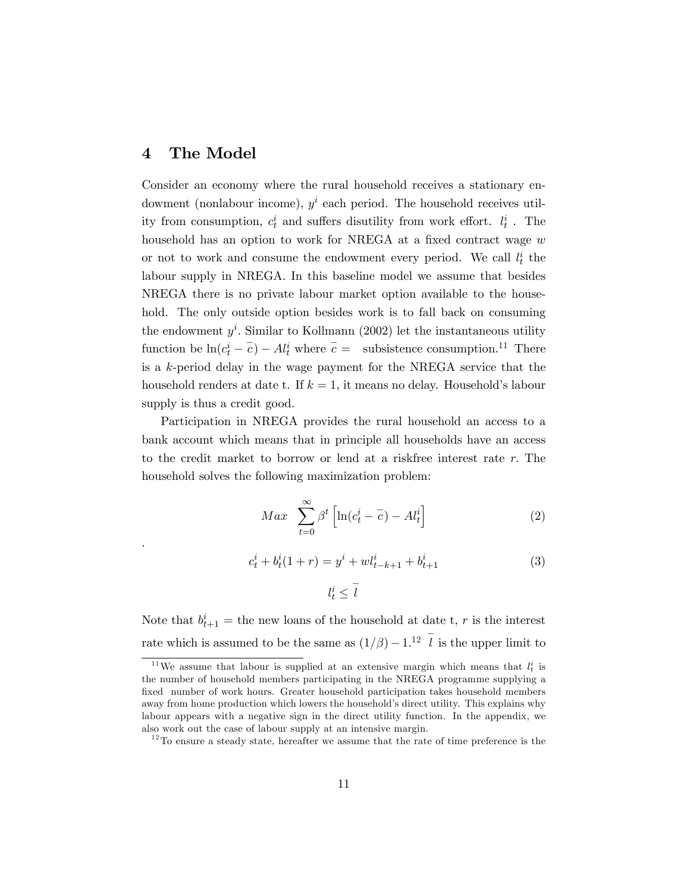# 4 The Model

Consider an economy where the rural household receives a stationary endowment (nonlabour income), $y^i$ each period. The household receives utility from consumption, $c_t^i$ and suffers disutility from work effort. $l_t^i$ . The household has an option to work for NREGA at a fixed contract wage $w$ or not to work and consume the endowment every period. We call $l_t^i$ the labour supply in NREGA. In this baseline model we assume that besides NREGA there is no private labour market option available to the household. The only outside option besides work is to fall back on consuming the endowment $y^i$. Similar to Kollmann (2002) let the instantaneous utility function be $\ln(c_t^i - \bar{c}) - Al_t^i$ where $\bar{c} =$ subsistence consumption.[11] There is a $k$-period delay in the wage payment for the NREGA service that the household renders at date t. If $k = 1$, it means no delay. Household's labour supply is thus a credit good.

Participation in NREGA provides the rural household an access to a bank account which means that in principle all households have an access to the credit market to borrow or lend at a riskfree interest rate $r$. The household solves the following maximization problem:

$$Max \quad \sum_{t=0}^{\infty} \beta^t \left[ \ln(c_t^i - \bar{c}) - Al_t^i \right] \tag{2}$$

.

$$c_t^i + b_t^i(1+r) = y^i + wl_{t-k+1}^i + b_{t+1}^i \tag{3}$$

$$l_t^i \leq \bar{l}$$

Note that $b_{t+1}^i =$ the new loans of the household at date t, $r$ is the interest rate which is assumed to be the same as $(1/\beta) - 1$.[12] $\bar{l}$ is the upper limit to

[11] We assume that labour is supplied at an extensive margin which means that $l_t^i$ is the number of household members participating in the NREGA programme supplying a fixed number of work hours. Greater household participation takes household members away from home production which lowers the household's direct utility. This explains why labour appears with a negative sign in the direct utility function. In the appendix, we also work out the case of labour supply at an intensive margin.

[12] To ensure a steady state, hereafter we assume that the rate of time preference is the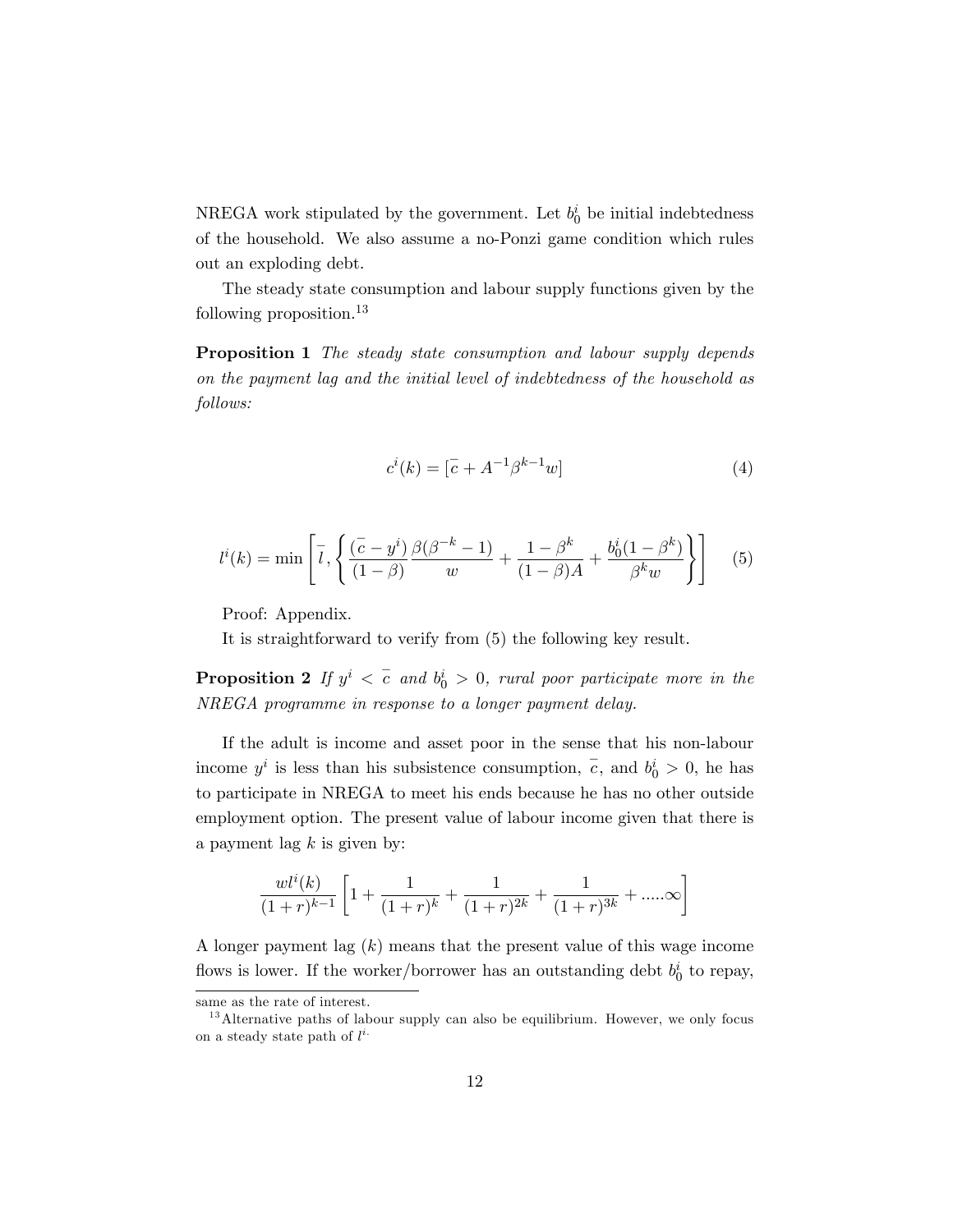NREGA work stipulated by the government. Let $b_0^i$ be initial indebtedness of the household. We also assume a no-Ponzi game condition which rules out an exploding debt.

The steady state consumption and labour supply functions given by the following proposition.[13]

**Proposition 1** *The steady state consumption and labour supply depends on the payment lag and the initial level of indebtedness of the household as follows:*

$$c^i(k) = [\bar{c} + A^{-1}\beta^{k-1}w] \tag{4}$$

$$l^i(k) = \min\left[\bar{l}, \left\{\frac{(\bar{c} - y^i)}{(1-\beta)}\frac{\beta(\beta^{-k}-1)}{w} + \frac{1-\beta^k}{(1-\beta)A} + \frac{b_0^i(1-\beta^k)}{\beta^k w}\right\}\right] \tag{5}$$

Proof: Appendix.

It is straightforward to verify from (5) the following key result.

**Proposition 2** *If $y^i < \bar{c}$ and $b_0^i > 0$, rural poor participate more in the NREGA programme in response to a longer payment delay.*

If the adult is income and asset poor in the sense that his non-labour income $y^i$ is less than his subsistence consumption, $\bar{c}$, and $b_0^i > 0$, he has to participate in NREGA to meet his ends because he has no other outside employment option. The present value of labour income given that there is a payment lag $k$ is given by:

$$\frac{wl^i(k)}{(1+r)^{k-1}}\left[1 + \frac{1}{(1+r)^k} + \frac{1}{(1+r)^{2k}} + \frac{1}{(1+r)^{3k}} + .....\infty\right]$$

A longer payment lag ($k$) means that the present value of this wage income flows is lower. If the worker/borrower has an outstanding debt $b_0^i$ to repay,

---

same as the rate of interest.

[13] Alternative paths of labour supply can also be equilibrium. However, we only focus on a steady state path of $l^i$.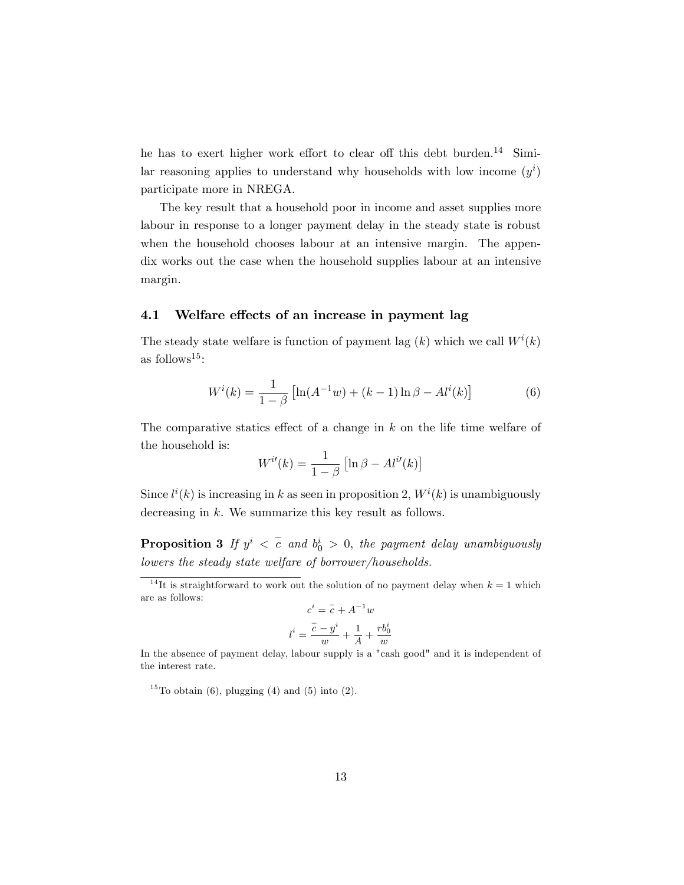he has to exert higher work effort to clear off this debt burden.[14] Similar reasoning applies to understand why households with low income ($y^i$) participate more in NREGA.

The key result that a household poor in income and asset supplies more labour in response to a longer payment delay in the steady state is robust when the household chooses labour at an intensive margin. The appendix works out the case when the household supplies labour at an intensive margin.

### 4.1 Welfare effects of an increase in payment lag

The steady state welfare is function of payment lag ($k$) which we call $W^i(k)$ as follows[15]:

$$W^i(k) = \frac{1}{1-\beta}\left[\ln(A^{-1}w) + (k-1)\ln\beta - Al^i(k)\right] \tag{6}$$

The comparative statics effect of a change in $k$ on the life time welfare of the household is:

$$W^{i\prime}(k) = \frac{1}{1-\beta}\left[\ln\beta - Al^{i\prime}(k)\right]$$

Since $l^i(k)$ is increasing in $k$ as seen in proposition 2, $W^i(k)$ is unambiguously decreasing in $k$. We summarize this key result as follows.

**Proposition 3** *If $y^i < \bar{c}$ and $b_0^i > 0$, the payment delay unambiguously lowers the steady state welfare of borrower/households.*

[14] It is straightforward to work out the solution of no payment delay when $k = 1$ which are as follows:

$$c^i = \bar{c} + A^{-1}w$$

$$l^i = \frac{\bar{c} - y^i}{w} + \frac{1}{A} + \frac{rb_0^i}{w}$$

In the absence of payment delay, labour supply is a "cash good" and it is independent of the interest rate.

[15] To obtain (6), plugging (4) and (5) into (2).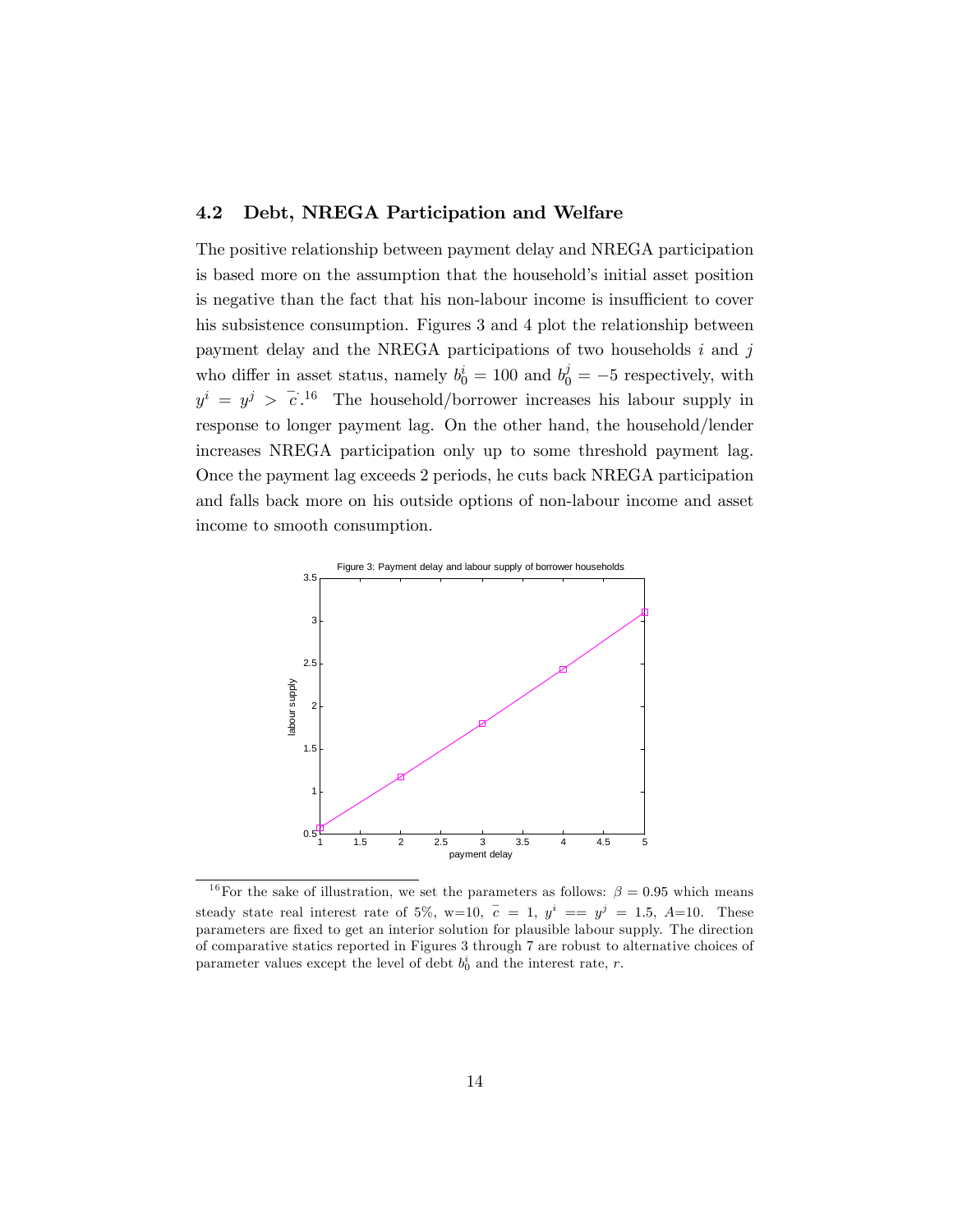## 4.2 Debt, NREGA Participation and Welfare

The positive relationship between payment delay and NREGA participation is based more on the assumption that the household's initial asset position is negative than the fact that his non-labour income is insufficient to cover his subsistence consumption. Figures 3 and 4 plot the relationship between payment delay and the NREGA participations of two households $i$ and $j$ who differ in asset status, namely $b_0^i = 100$ and $b_0^j = -5$ respectively, with $y^i = y^j > \bar{c}$.[16] The household/borrower increases his labour supply in response to longer payment lag. On the other hand, the household/lender increases NREGA participation only up to some threshold payment lag. Once the payment lag exceeds 2 periods, he cuts back NREGA participation and falls back more on his outside options of non-labour income and asset income to smooth consumption.

Figure 3: Payment delay and labour supply of borrower households

[16] For the sake of illustration, we set the parameters as follows: $\beta = 0.95$ which means steady state real interest rate of 5%, w=10, $\bar{c} = 1$, $y^i == y^j = 1.5$, $A$=10. These parameters are fixed to get an interior solution for plausible labour supply. The direction of comparative statics reported in Figures 3 through 7 are robust to alternative choices of parameter values except the level of debt $b_0^i$ and the interest rate, $r$.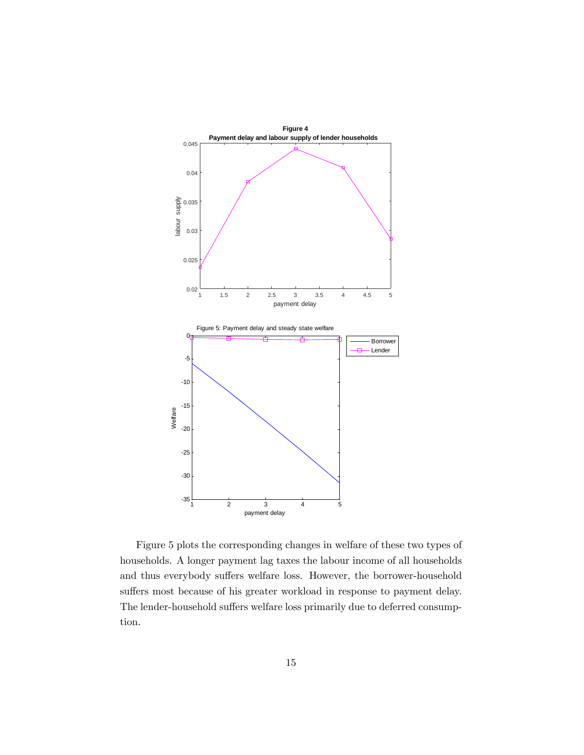Figure 4
Payment delay and labour supply of lender households

Figure 5: Payment delay and steady state welfare

Figure 5 plots the corresponding changes in welfare of these two types of households. A longer payment lag taxes the labour income of all households and thus everybody suffers welfare loss. However, the borrower-household suffers most because of his greater workload in response to payment delay. The lender-household suffers welfare loss primarily due to deferred consumption.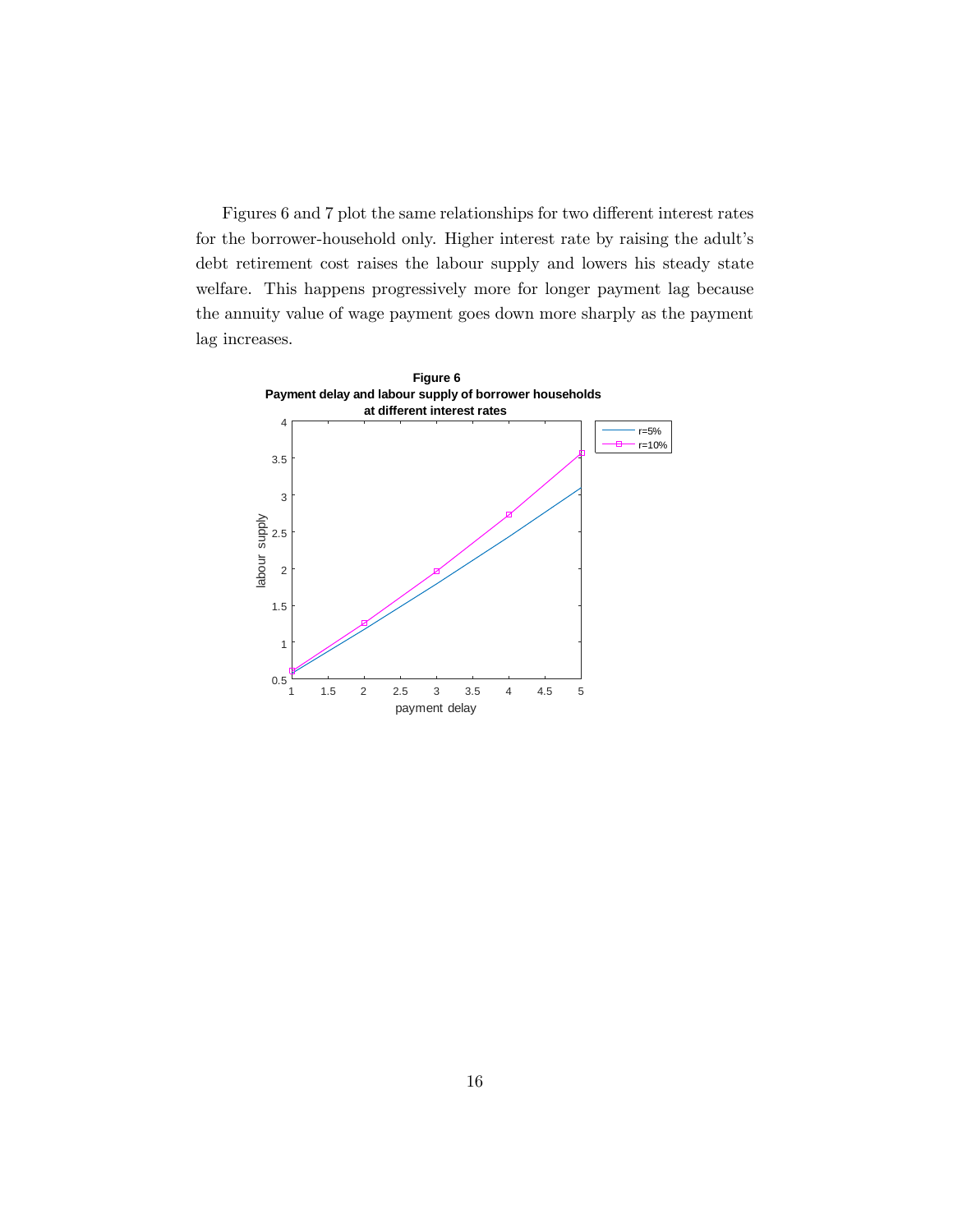Figures 6 and 7 plot the same relationships for two different interest rates for the borrower-household only. Higher interest rate by raising the adult's debt retirement cost raises the labour supply and lowers his steady state welfare. This happens progressively more for longer payment lag because the annuity value of wage payment goes down more sharply as the payment lag increases.

**Figure 6**
**Payment delay and labour supply of borrower households at different interest rates**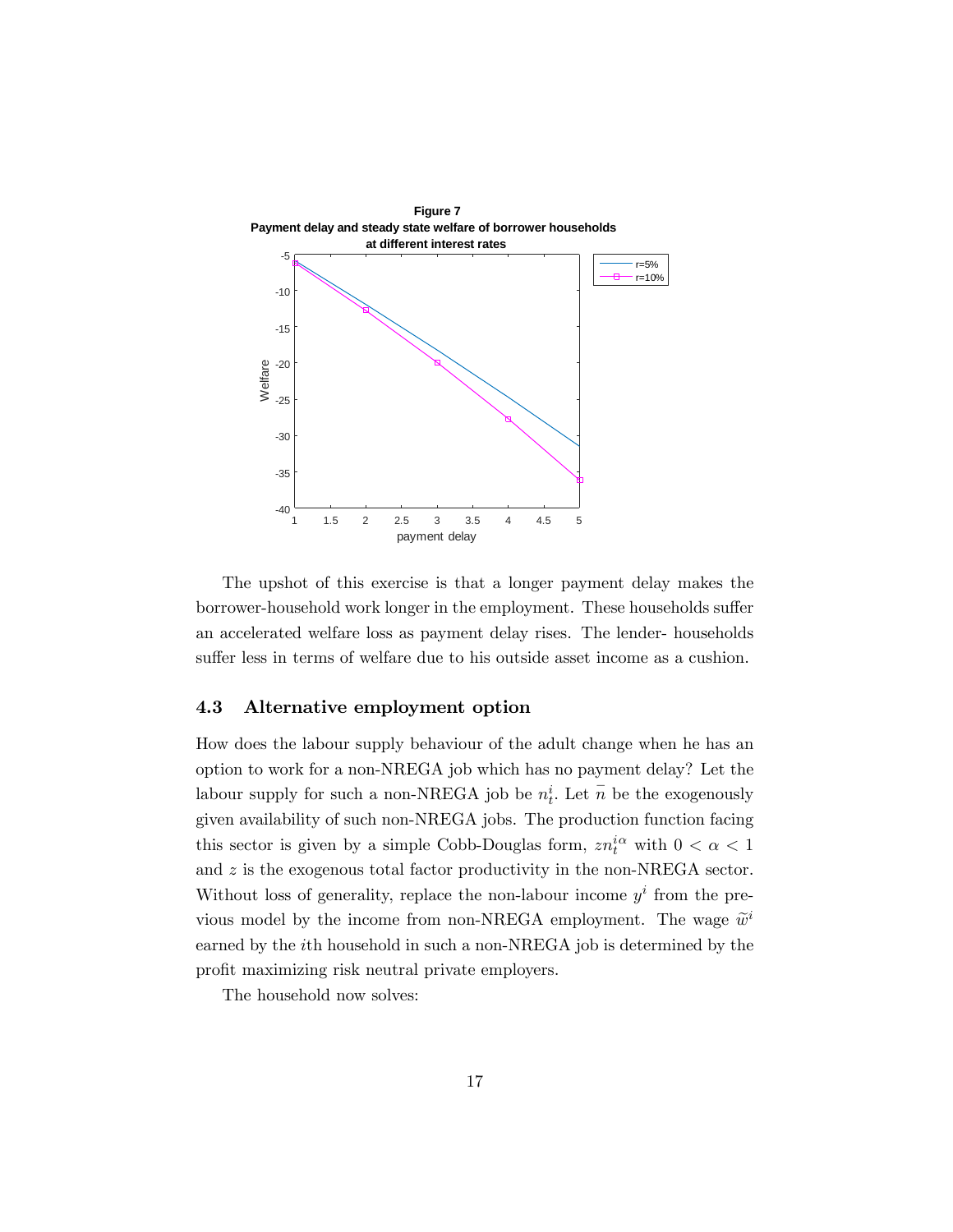**Figure 7**
**Payment delay and steady state welfare of borrower households at different interest rates**

The upshot of this exercise is that a longer payment delay makes the borrower-household work longer in the employment. These households suffer an accelerated welfare loss as payment delay rises. The lender- households suffer less in terms of welfare due to his outside asset income as a cushion.

### 4.3 Alternative employment option

How does the labour supply behaviour of the adult change when he has an option to work for a non-NREGA job which has no payment delay? Let the labour supply for such a non-NREGA job be $n_t^i$. Let $\bar{n}$ be the exogenously given availability of such non-NREGA jobs. The production function facing this sector is given by a simple Cobb-Douglas form, $zn_t^{i\alpha}$ with $0 < \alpha < 1$ and $z$ is the exogenous total factor productivity in the non-NREGA sector. Without loss of generality, replace the non-labour income $y^i$ from the previous model by the income from non-NREGA employment. The wage $\widetilde{w}^i$ earned by the $i$th household in such a non-NREGA job is determined by the profit maximizing risk neutral private employers.

The household now solves: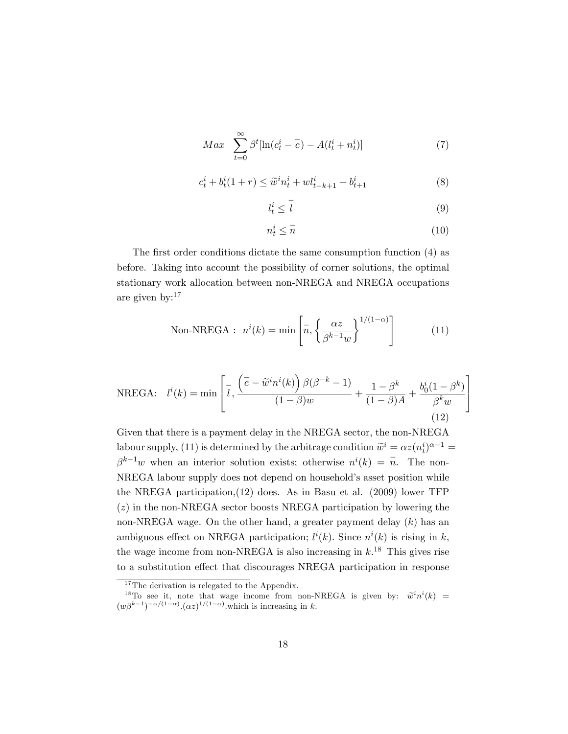$$Max \quad \sum_{t=0}^{\infty} \beta^t [\ln(c_t^i - \bar{c}) - A(l_t^i + n_t^i)] \tag{7}$$

$$c_t^i + b_t^i(1+r) \leq \widetilde{w}^i n_t^i + w l_{t-k+1}^i + b_{t+1}^i \tag{8}$$

$$l_t^i \leq \bar{l} \tag{9}$$

$$n_t^i \leq \bar{n} \tag{10}$$

The first order conditions dictate the same consumption function (4) as before. Taking into account the possibility of corner solutions, the optimal stationary work allocation between non-NREGA and NREGA occupations are given by:[17]

$$\text{Non-NREGA}: \; n^i(k) = \min\left[\bar{n}, \left\{\frac{\alpha z}{\beta^{k-1} w}\right\}^{1/(1-\alpha)}\right] \tag{11}$$

$$\text{NREGA}: \quad l^i(k) = \min\left[\bar{l}, \frac{\left(\bar{c} - \widetilde{w}^i n^i(k)\right)\beta(\beta^{-k}-1)}{(1-\beta)w} + \frac{1-\beta^k}{(1-\beta)A} + \frac{b_0^i(1-\beta^k)}{\beta^k w}\right] \tag{12}$$

Given that there is a payment delay in the NREGA sector, the non-NREGA labour supply, (11) is determined by the arbitrage condition $\widetilde{w}^i = \alpha z (n_t^i)^{\alpha-1} = \beta^{k-1} w$ when an interior solution exists; otherwise $n^i(k) = \bar{n}$. The non-NREGA labour supply does not depend on household's asset position while the NREGA participation,(12) does. As in Basu et al. (2009) lower TFP ($z$) in the non-NREGA sector boosts NREGA participation by lowering the non-NREGA wage. On the other hand, a greater payment delay ($k$) has an ambiguous effect on NREGA participation; $l^i(k)$. Since $n^i(k)$ is rising in $k$, the wage income from non-NREGA is also increasing in $k$.[18] This gives rise to a substitution effect that discourages NREGA participation in response

[17] The derivation is relegated to the Appendix.

[18] To see it, note that wage income from non-NREGA is given by: $\widetilde{w}^i n^i(k) = (w\beta^{k-1})^{-\alpha/(1-\alpha)}.(\alpha z)^{1/(1-\alpha)}$.which is increasing in $k$.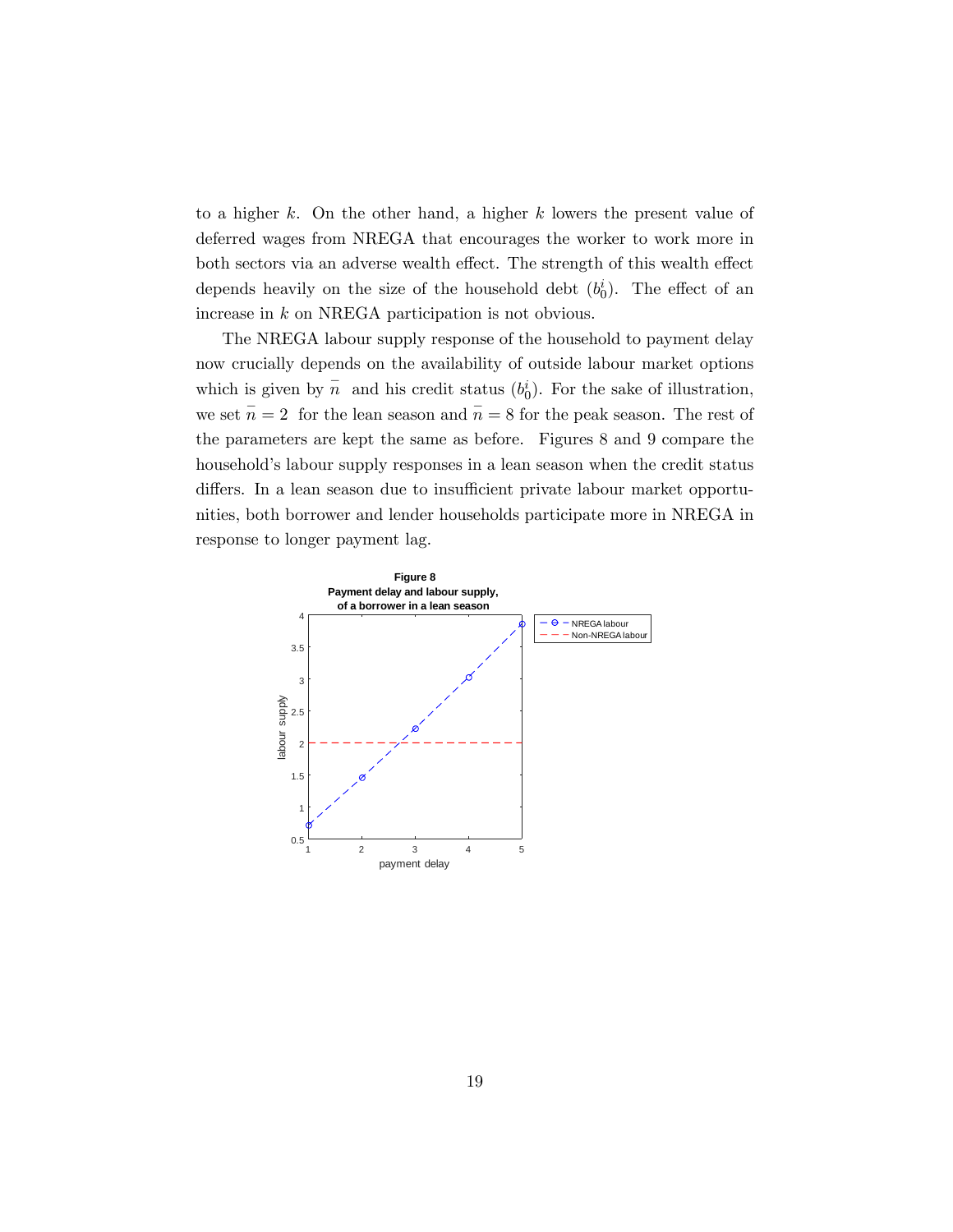to a higher $k$. On the other hand, a higher $k$ lowers the present value of deferred wages from NREGA that encourages the worker to work more in both sectors via an adverse wealth effect. The strength of this wealth effect depends heavily on the size of the household debt ($b_0^i$). The effect of an increase in $k$ on NREGA participation is not obvious.

The NREGA labour supply response of the household to payment delay now crucially depends on the availability of outside labour market options which is given by $\bar{n}$ and his credit status ($b_0^i$). For the sake of illustration, we set $\bar{n} = 2$ for the lean season and $\bar{n} = 8$ for the peak season. The rest of the parameters are kept the same as before. Figures 8 and 9 compare the household's labour supply responses in a lean season when the credit status differs. In a lean season due to insufficient private labour market opportunities, both borrower and lender households participate more in NREGA in response to longer payment lag.

**Figure 8**
**Payment delay and labour supply, of a borrower in a lean season**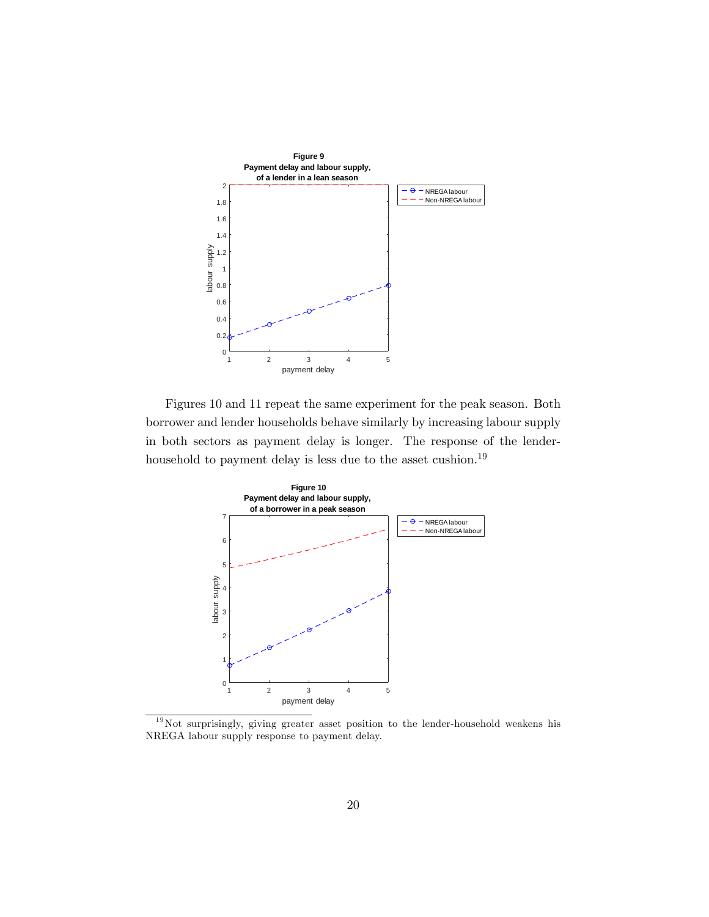**Figure 9**
**Payment delay and labour supply, of a lender in a lean season**

Figures 10 and 11 repeat the same experiment for the peak season. Both borrower and lender households behave similarly by increasing labour supply in both sectors as payment delay is longer. The response of the lender-household to payment delay is less due to the asset cushion.[19]

**Figure 10**
**Payment delay and labour supply, of a borrower in a peak season**

---

[19] Not surprisingly, giving greater asset position to the lender-household weakens his NREGA labour supply response to payment delay.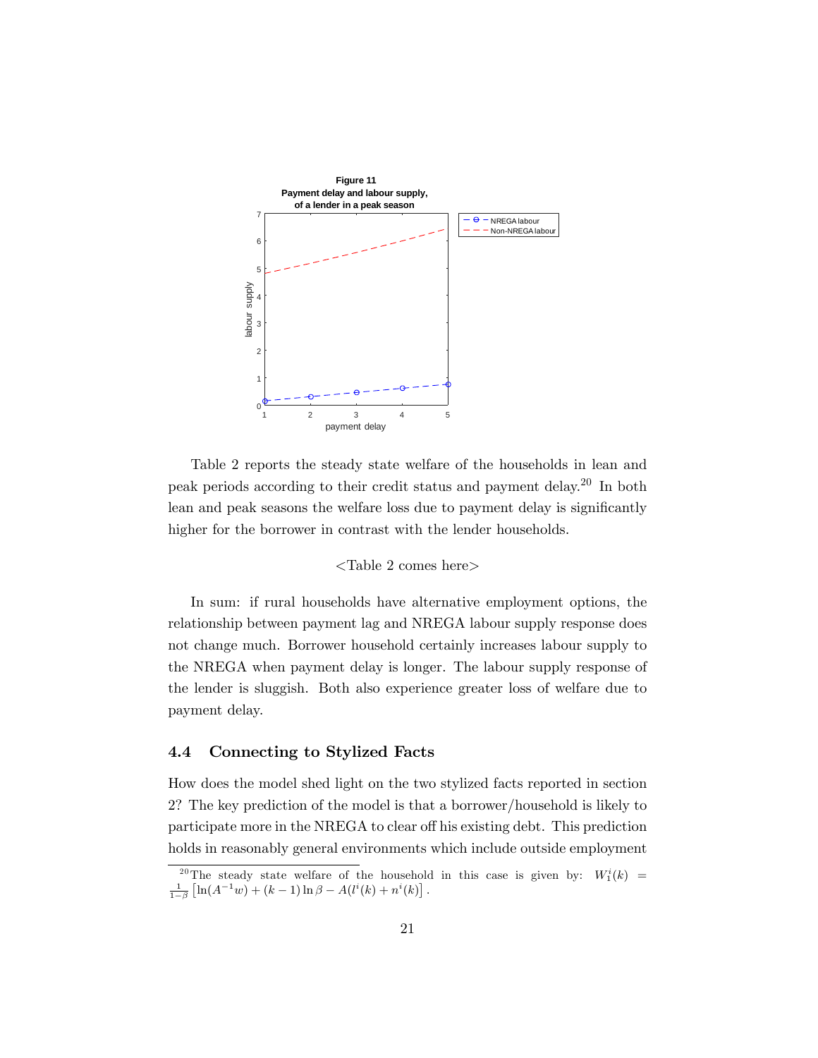Figure 11
Payment delay and labour supply, of a lender in a peak season

Table 2 reports the steady state welfare of the households in lean and peak periods according to their credit status and payment delay.[20] In both lean and peak seasons the welfare loss due to payment delay is significantly higher for the borrower in contrast with the lender households.

<Table 2 comes here>

In sum: if rural households have alternative employment options, the relationship between payment lag and NREGA labour supply response does not change much. Borrower household certainly increases labour supply to the NREGA when payment delay is longer. The labour supply response of the lender is sluggish. Both also experience greater loss of welfare due to payment delay.

## 4.4 Connecting to Stylized Facts

How does the model shed light on the two stylized facts reported in section 2? The key prediction of the model is that a borrower/household is likely to participate more in the NREGA to clear off his existing debt. This prediction holds in reasonably general environments which include outside employment

[20] The steady state welfare of the household in this case is given by: $W_1^i(k) = \frac{1}{1-\beta}\left[\ln(A^{-1}w) + (k-1)\ln\beta - A(l^i(k) + n^i(k)\right]$.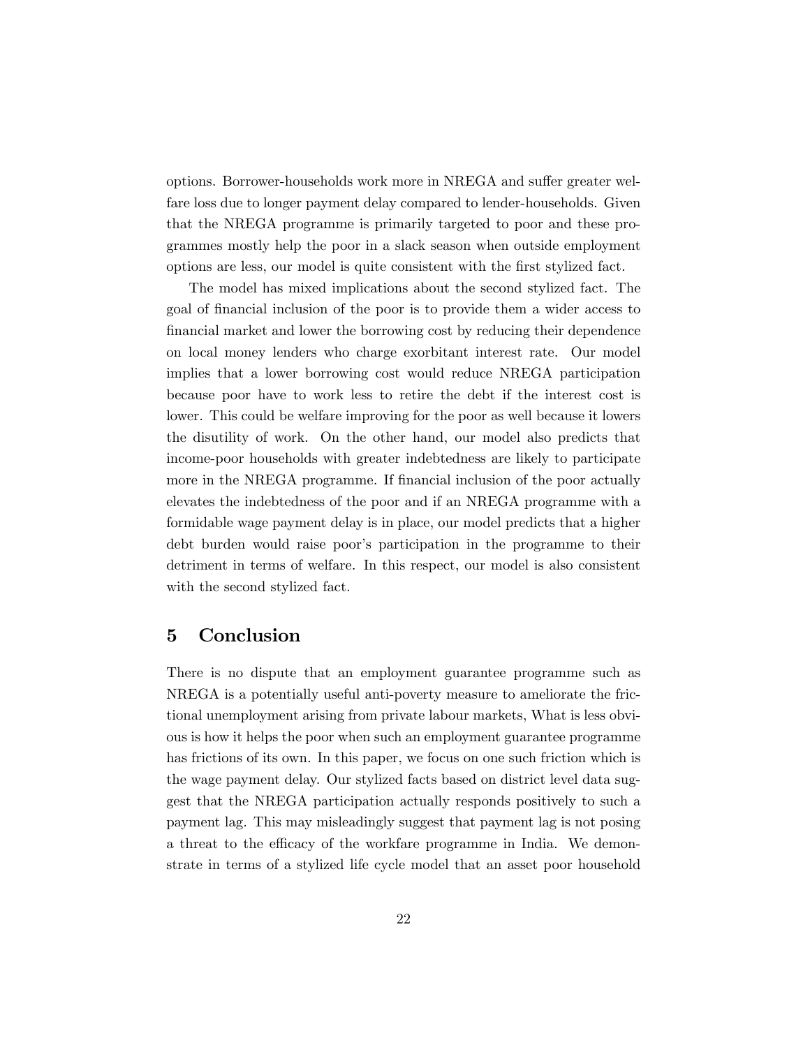options. Borrower-households work more in NREGA and suffer greater welfare loss due to longer payment delay compared to lender-households. Given that the NREGA programme is primarily targeted to poor and these programmes mostly help the poor in a slack season when outside employment options are less, our model is quite consistent with the first stylized fact.

The model has mixed implications about the second stylized fact. The goal of financial inclusion of the poor is to provide them a wider access to financial market and lower the borrowing cost by reducing their dependence on local money lenders who charge exorbitant interest rate. Our model implies that a lower borrowing cost would reduce NREGA participation because poor have to work less to retire the debt if the interest cost is lower. This could be welfare improving for the poor as well because it lowers the disutility of work. On the other hand, our model also predicts that income-poor households with greater indebtedness are likely to participate more in the NREGA programme. If financial inclusion of the poor actually elevates the indebtedness of the poor and if an NREGA programme with a formidable wage payment delay is in place, our model predicts that a higher debt burden would raise poor's participation in the programme to their detriment in terms of welfare. In this respect, our model is also consistent with the second stylized fact.

## 5 Conclusion

There is no dispute that an employment guarantee programme such as NREGA is a potentially useful anti-poverty measure to ameliorate the frictional unemployment arising from private labour markets, What is less obvious is how it helps the poor when such an employment guarantee programme has frictions of its own. In this paper, we focus on one such friction which is the wage payment delay. Our stylized facts based on district level data suggest that the NREGA participation actually responds positively to such a payment lag. This may misleadingly suggest that payment lag is not posing a threat to the efficacy of the workfare programme in India. We demonstrate in terms of a stylized life cycle model that an asset poor household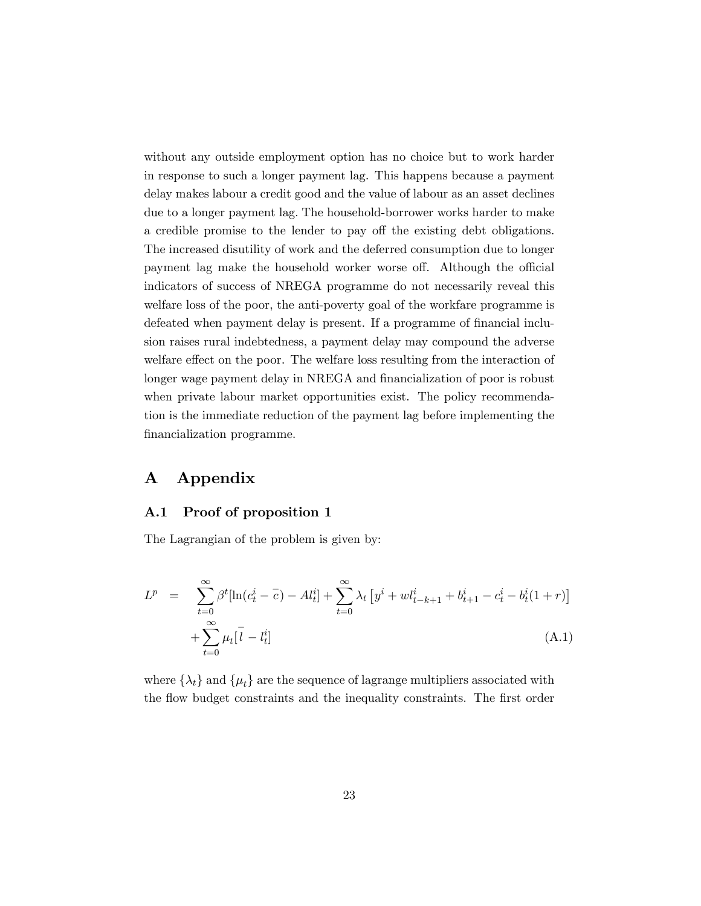without any outside employment option has no choice but to work harder in response to such a longer payment lag. This happens because a payment delay makes labour a credit good and the value of labour as an asset declines due to a longer payment lag. The household-borrower works harder to make a credible promise to the lender to pay off the existing debt obligations. The increased disutility of work and the deferred consumption due to longer payment lag make the household worker worse off. Although the official indicators of success of NREGA programme do not necessarily reveal this welfare loss of the poor, the anti-poverty goal of the workfare programme is defeated when payment delay is present. If a programme of financial inclusion raises rural indebtedness, a payment delay may compound the adverse welfare effect on the poor. The welfare loss resulting from the interaction of longer wage payment delay in NREGA and financialization of poor is robust when private labour market opportunities exist. The policy recommendation is the immediate reduction of the payment lag before implementing the financialization programme.

# A Appendix

## A.1 Proof of proposition 1

The Lagrangian of the problem is given by:

$$L^p = \sum_{t=0}^{\infty} \beta^t [\ln(c_t^i - \bar{c}) - A l_t^i] + \sum_{t=0}^{\infty} \lambda_t \left[ y^i + w l_{t-k+1}^i + b_{t+1}^i - c_t^i - b_t^i (1+r) \right] + \sum_{t=0}^{\infty} \mu_t [\bar{l} - l_t^i] \tag{A.1}$$

where $\{\lambda_t\}$ and $\{\mu_t\}$ are the sequence of lagrange multipliers associated with the flow budget constraints and the inequality constraints. The first order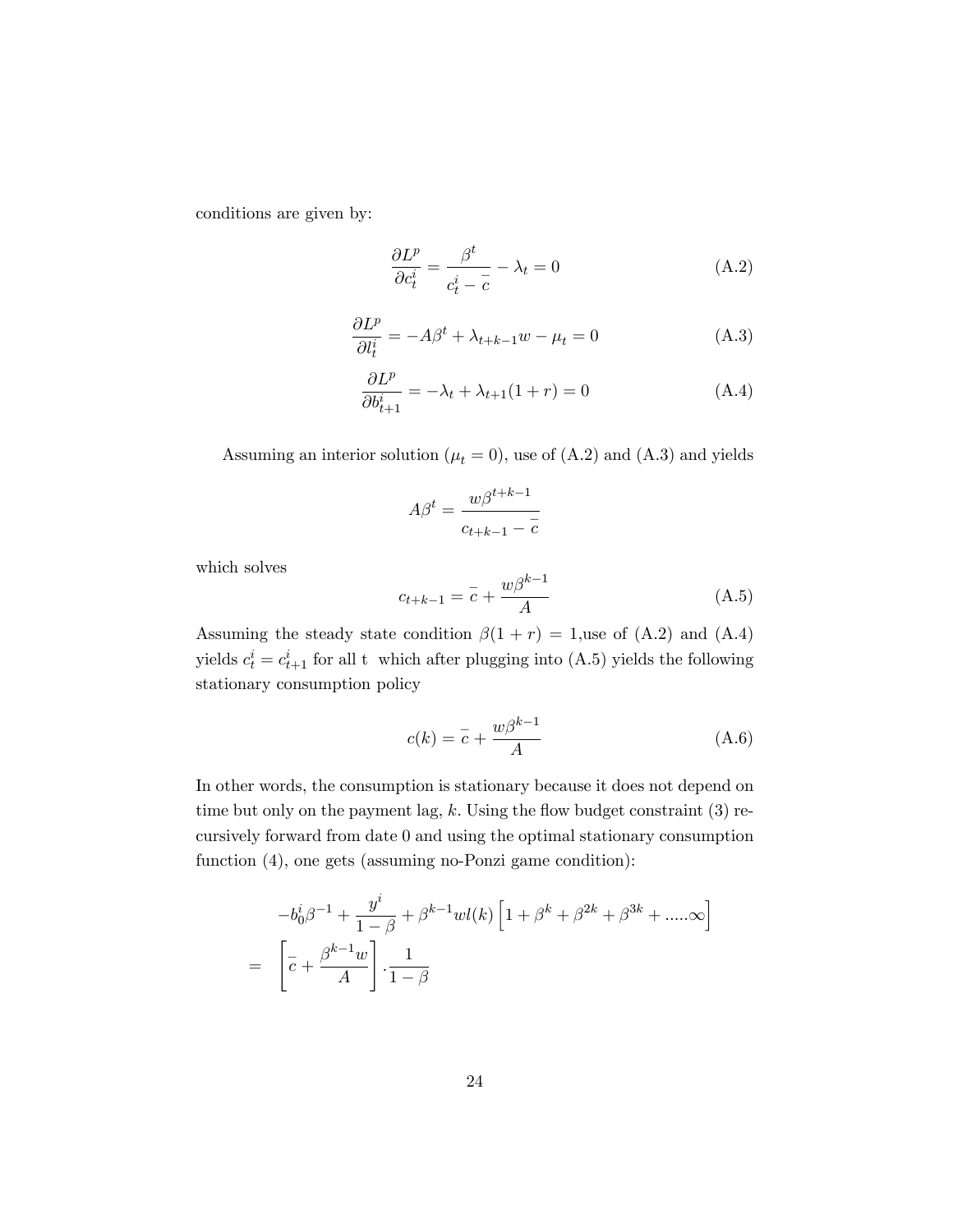conditions are given by:

$$\frac{\partial L^p}{\partial c_t^i} = \frac{\beta^t}{c_t^i - \bar{c}} - \lambda_t = 0 \tag{A.2}$$

$$\frac{\partial L^p}{\partial l_t^i} = -A\beta^t + \lambda_{t+k-1} w - \mu_t = 0 \tag{A.3}$$

$$\frac{\partial L^p}{\partial b_{t+1}^i} = -\lambda_t + \lambda_{t+1}(1+r) = 0 \tag{A.4}$$

Assuming an interior solution ($\mu_t = 0$), use of (A.2) and (A.3) and yields

$$A\beta^t = \frac{w\beta^{t+k-1}}{c_{t+k-1} - \bar{c}}$$

which solves

$$c_{t+k-1} = \bar{c} + \frac{w\beta^{k-1}}{A} \tag{A.5}$$

Assuming the steady state condition $\beta(1+r) = 1$,use of (A.2) and (A.4) yields $c_t^i = c_{t+1}^i$ for all t which after plugging into (A.5) yields the following stationary consumption policy

$$c(k) = \bar{c} + \frac{w\beta^{k-1}}{A} \tag{A.6}$$

In other words, the consumption is stationary because it does not depend on time but only on the payment lag, $k$. Using the flow budget constraint (3) recursively forward from date 0 and using the optimal stationary consumption function (4), one gets (assuming no-Ponzi game condition):

$$\begin{aligned} & -b_0^i \beta^{-1} + \frac{y^i}{1-\beta} + \beta^{k-1} w l(k) \left[ 1 + \beta^k + \beta^{2k} + \beta^{3k} + \ldots..\infty \right] \\ = & \left[ \bar{c} + \frac{\beta^{k-1} w}{A} \right] . \frac{1}{1-\beta} \end{aligned}$$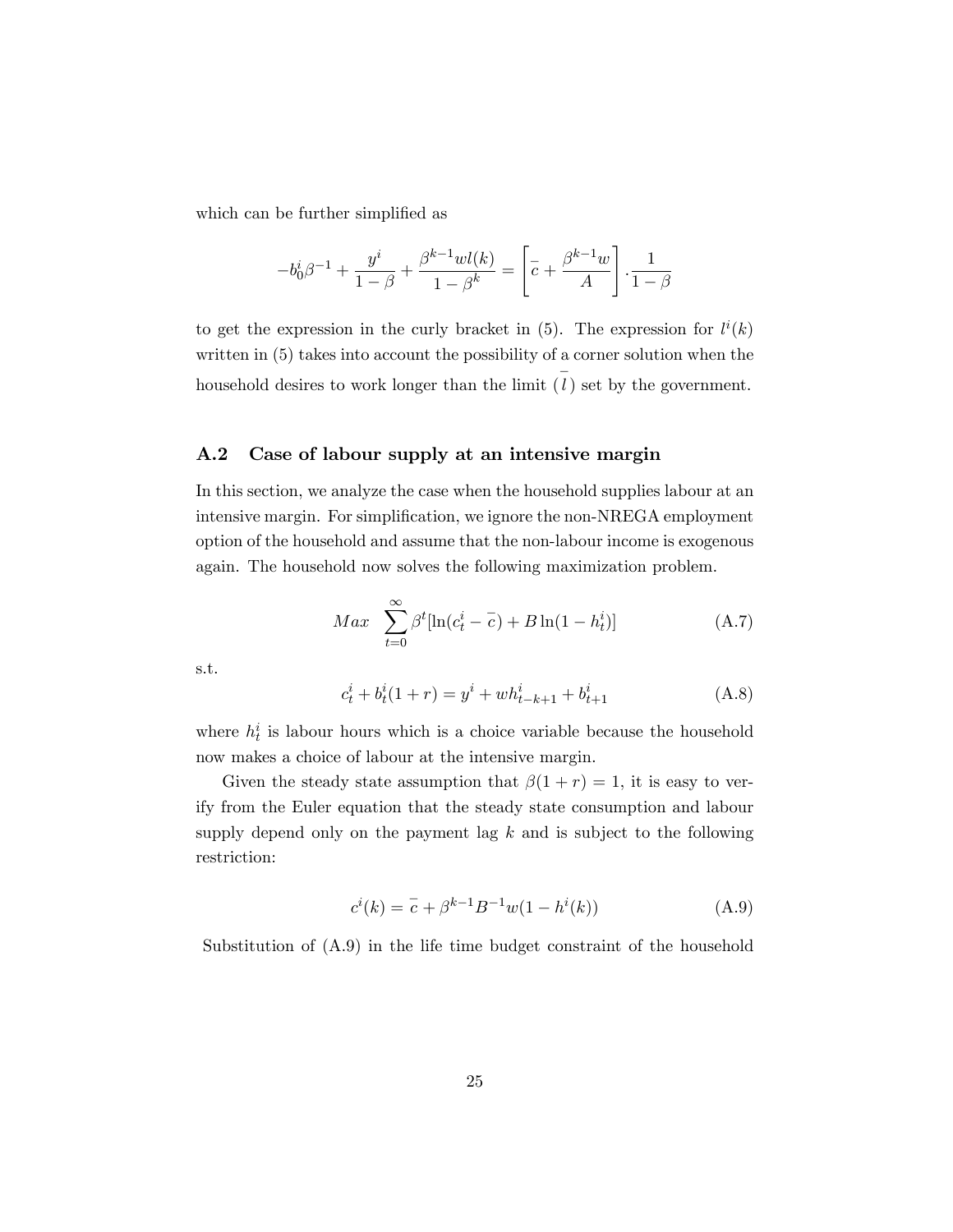which can be further simplified as

$$-b_0^i\beta^{-1} + \frac{y^i}{1-\beta} + \frac{\beta^{k-1}wl(k)}{1-\beta^k} = \left[\bar{c} + \frac{\beta^{k-1}w}{A}\right] \cdot \frac{1}{1-\beta}$$

to get the expression in the curly bracket in (5). The expression for $l^i(k)$ written in (5) takes into account the possibility of a corner solution when the household desires to work longer than the limit $(\bar{l})$ set by the government.

### A.2 Case of labour supply at an intensive margin

In this section, we analyze the case when the household supplies labour at an intensive margin. For simplification, we ignore the non-NREGA employment option of the household and assume that the non-labour income is exogenous again. The household now solves the following maximization problem.

$$Max \quad \sum_{t=0}^{\infty} \beta^t [\ln(c_t^i - \bar{c}) + B \ln(1 - h_t^i)] \tag{A.7}$$

s.t.

$$c_t^i + b_t^i(1+r) = y^i + wh_{t-k+1}^i + b_{t+1}^i \tag{A.8}$$

where $h_t^i$ is labour hours which is a choice variable because the household now makes a choice of labour at the intensive margin.

Given the steady state assumption that $\beta(1+r) = 1$, it is easy to verify from the Euler equation that the steady state consumption and labour supply depend only on the payment lag $k$ and is subject to the following restriction:

$$c^i(k) = \bar{c} + \beta^{k-1}B^{-1}w(1 - h^i(k)) \tag{A.9}$$

Substitution of (A.9) in the life time budget constraint of the household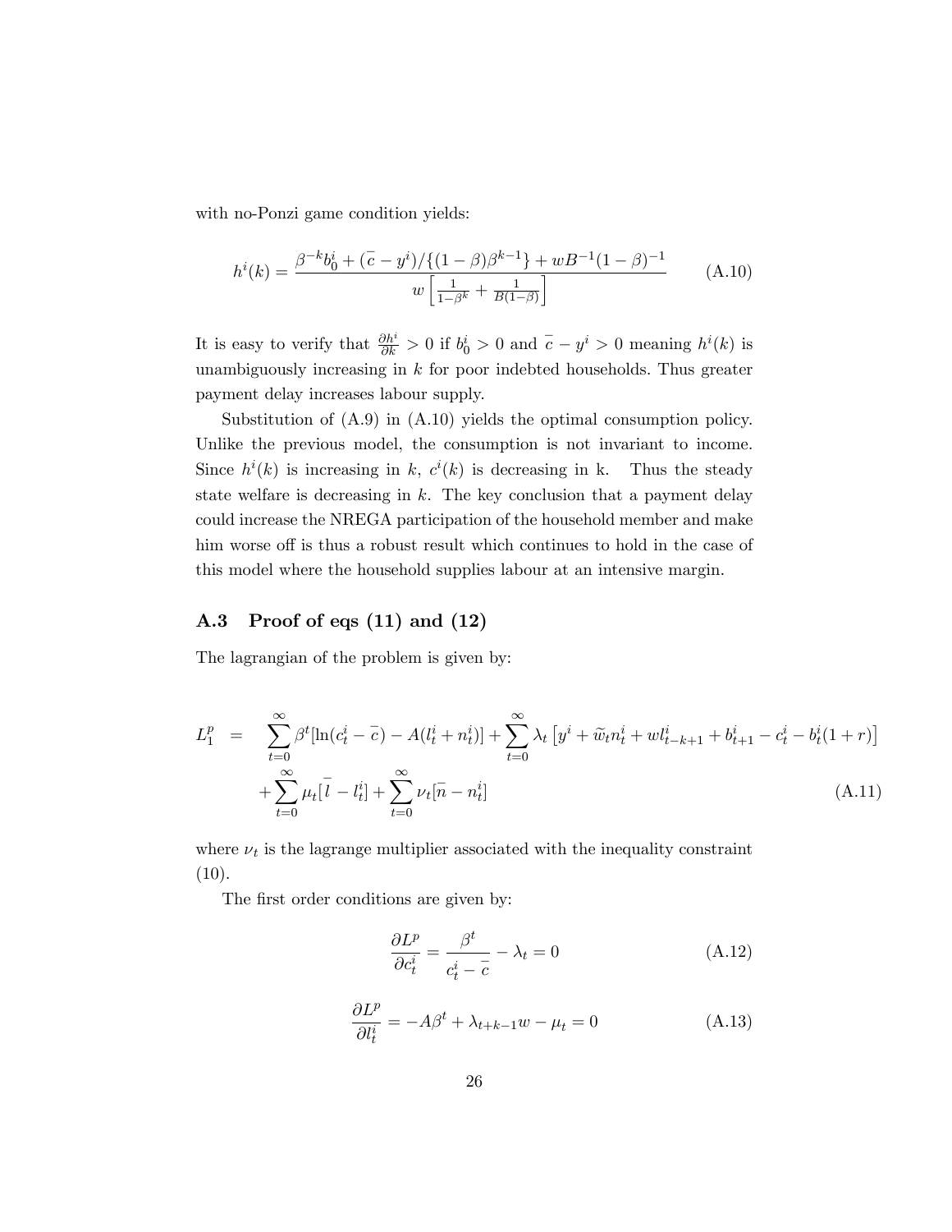with no-Ponzi game condition yields:

$$h^i(k) = \frac{\beta^{-k} b_0^i + (\bar{c} - y^i)/\{(1-\beta)\beta^{k-1}\} + wB^{-1}(1-\beta)^{-1}}{w\left[\frac{1}{1-\beta^k} + \frac{1}{B(1-\beta)}\right]} \tag{A.10}$$

It is easy to verify that $\frac{\partial h^i}{\partial k} > 0$ if $b_0^i > 0$ and $\bar{c} - y^i > 0$ meaning $h^i(k)$ is unambiguously increasing in $k$ for poor indebted households. Thus greater payment delay increases labour supply.

Substitution of (A.9) in (A.10) yields the optimal consumption policy. Unlike the previous model, the consumption is not invariant to income. Since $h^i(k)$ is increasing in $k$, $c^i(k)$ is decreasing in k. Thus the steady state welfare is decreasing in $k$. The key conclusion that a payment delay could increase the NREGA participation of the household member and make him worse off is thus a robust result which continues to hold in the case of this model where the household supplies labour at an intensive margin.

## A.3 Proof of eqs (11) and (12)

The lagrangian of the problem is given by:

$$\begin{aligned} L_1^p &= \sum_{t=0}^{\infty} \beta^t [\ln(c_t^i - \bar{c}) - A(l_t^i + n_t^i)] + \sum_{t=0}^{\infty} \lambda_t \left[y^i + \widetilde{w}_t n_t^i + w l_{t-k+1}^i + b_{t+1}^i - c_t^i - b_t^i(1+r)\right] \\ &+ \sum_{t=0}^{\infty} \mu_t [\bar{l} - l_t^i] + \sum_{t=0}^{\infty} \nu_t [\bar{n} - n_t^i] \end{aligned} \tag{A.11}$$

where $\nu_t$ is the lagrange multiplier associated with the inequality constraint (10).

The first order conditions are given by:

$$\frac{\partial L^p}{\partial c_t^i} = \frac{\beta^t}{c_t^i - \bar{c}} - \lambda_t = 0 \tag{A.12}$$

$$\frac{\partial L^p}{\partial l_t^i} = -A\beta^t + \lambda_{t+k-1} w - \mu_t = 0 \tag{A.13}$$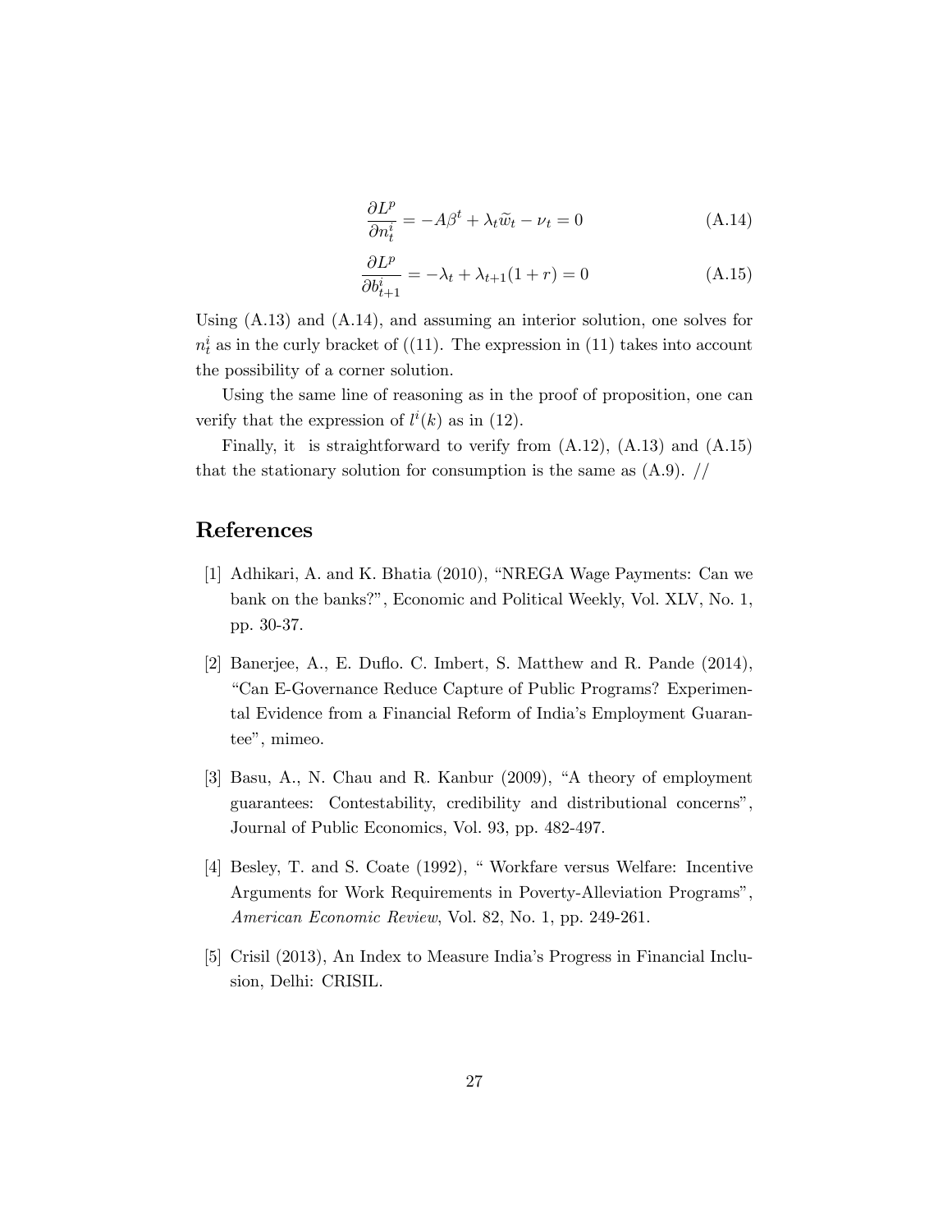$$\frac{\partial L^p}{\partial n_t^i} = -A\beta^t + \lambda_t \widetilde{w}_t - \nu_t = 0 \tag{A.14}$$

$$\frac{\partial L^p}{\partial b_{t+1}^i} = -\lambda_t + \lambda_{t+1}(1+r) = 0 \tag{A.15}$$

Using (A.13) and (A.14), and assuming an interior solution, one solves for $n_t^i$ as in the curly bracket of ((11). The expression in (11) takes into account the possibility of a corner solution.

Using the same line of reasoning as in the proof of proposition, one can verify that the expression of $l^i(k)$ as in (12).

Finally, it is straightforward to verify from (A.12), (A.13) and (A.15) that the stationary solution for consumption is the same as (A.9). //

## References

[1] Adhikari, A. and K. Bhatia (2010), "NREGA Wage Payments: Can we bank on the banks?", Economic and Political Weekly, Vol. XLV, No. 1, pp. 30-37.

[2] Banerjee, A., E. Duflo. C. Imbert, S. Matthew and R. Pande (2014), "Can E-Governance Reduce Capture of Public Programs? Experimental Evidence from a Financial Reform of India's Employment Guarantee", mimeo.

[3] Basu, A., N. Chau and R. Kanbur (2009), "A theory of employment guarantees: Contestability, credibility and distributional concerns", Journal of Public Economics, Vol. 93, pp. 482-497.

[4] Besley, T. and S. Coate (1992), " Workfare versus Welfare: Incentive Arguments for Work Requirements in Poverty-Alleviation Programs", *American Economic Review*, Vol. 82, No. 1, pp. 249-261.

[5] Crisil (2013), An Index to Measure India's Progress in Financial Inclusion, Delhi: CRISIL.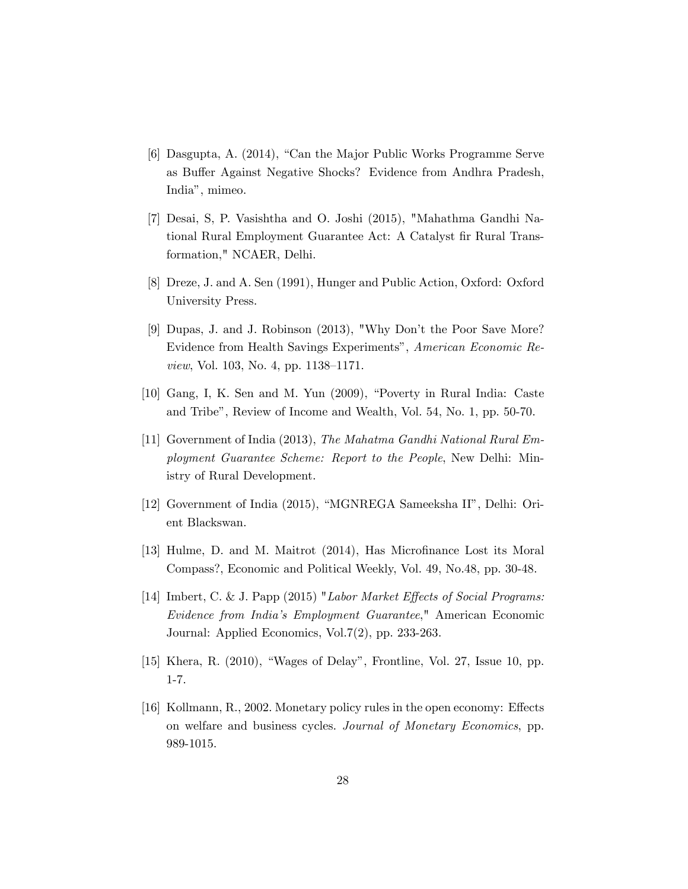[6] Dasgupta, A. (2014), "Can the Major Public Works Programme Serve as Buffer Against Negative Shocks? Evidence from Andhra Pradesh, India", mimeo.

[7] Desai, S, P. Vasishtha and O. Joshi (2015), "Mahathma Gandhi National Rural Employment Guarantee Act: A Catalyst fir Rural Transformation," NCAER, Delhi.

[8] Dreze, J. and A. Sen (1991), Hunger and Public Action, Oxford: Oxford University Press.

[9] Dupas, J. and J. Robinson (2013), "Why Don't the Poor Save More? Evidence from Health Savings Experiments", *American Economic Review*, Vol. 103, No. 4, pp. 1138–1171.

[10] Gang, I, K. Sen and M. Yun (2009), "Poverty in Rural India: Caste and Tribe", Review of Income and Wealth, Vol. 54, No. 1, pp. 50-70.

[11] Government of India (2013), *The Mahatma Gandhi National Rural Employment Guarantee Scheme: Report to the People*, New Delhi: Ministry of Rural Development.

[12] Government of India (2015), "MGNREGA Sameeksha II", Delhi: Orient Blackswan.

[13] Hulme, D. and M. Maitrot (2014), Has Microfinance Lost its Moral Compass?, Economic and Political Weekly, Vol. 49, No.48, pp. 30-48.

[14] Imbert, C. & J. Papp (2015) "*Labor Market Effects of Social Programs: Evidence from India's Employment Guarantee*," American Economic Journal: Applied Economics, Vol.7(2), pp. 233-263.

[15] Khera, R. (2010), "Wages of Delay", Frontline, Vol. 27, Issue 10, pp. 1-7.

[16] Kollmann, R., 2002. Monetary policy rules in the open economy: Effects on welfare and business cycles. *Journal of Monetary Economics*, pp. 989-1015.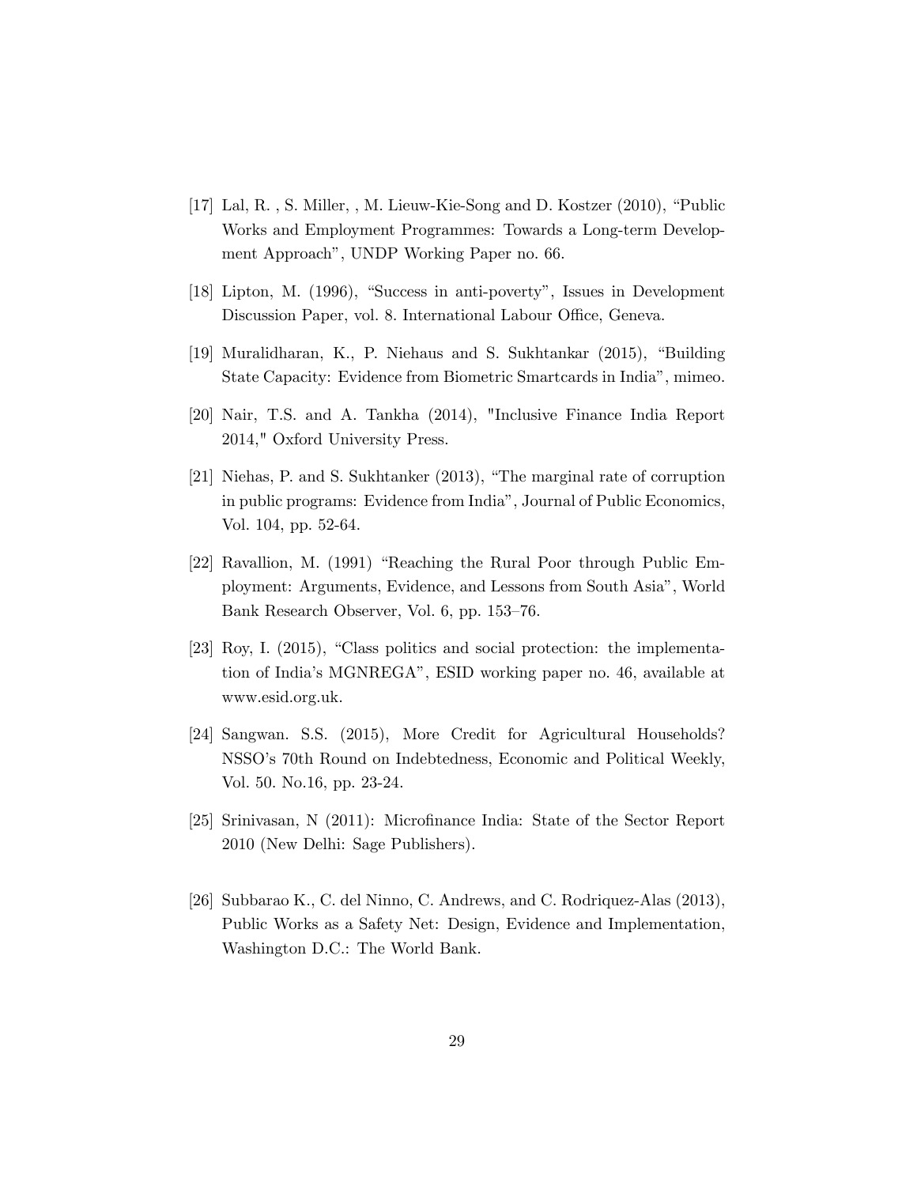[17] Lal, R. , S. Miller, , M. Lieuw-Kie-Song and D. Kostzer (2010), "Public Works and Employment Programmes: Towards a Long-term Development Approach", UNDP Working Paper no. 66.

[18] Lipton, M. (1996), "Success in anti-poverty", Issues in Development Discussion Paper, vol. 8. International Labour Office, Geneva.

[19] Muralidharan, K., P. Niehaus and S. Sukhtankar (2015), "Building State Capacity: Evidence from Biometric Smartcards in India", mimeo.

[20] Nair, T.S. and A. Tankha (2014), "Inclusive Finance India Report 2014," Oxford University Press.

[21] Niehas, P. and S. Sukhtanker (2013), "The marginal rate of corruption in public programs: Evidence from India", Journal of Public Economics, Vol. 104, pp. 52-64.

[22] Ravallion, M. (1991) "Reaching the Rural Poor through Public Employment: Arguments, Evidence, and Lessons from South Asia", World Bank Research Observer, Vol. 6, pp. 153–76.

[23] Roy, I. (2015), "Class politics and social protection: the implementation of India's MGNREGA", ESID working paper no. 46, available at www.esid.org.uk.

[24] Sangwan. S.S. (2015), More Credit for Agricultural Households? NSSO's 70th Round on Indebtedness, Economic and Political Weekly, Vol. 50. No.16, pp. 23-24.

[25] Srinivasan, N (2011): Microfinance India: State of the Sector Report 2010 (New Delhi: Sage Publishers).

[26] Subbarao K., C. del Ninno, C. Andrews, and C. Rodriquez-Alas (2013), Public Works as a Safety Net: Design, Evidence and Implementation, Washington D.C.: The World Bank.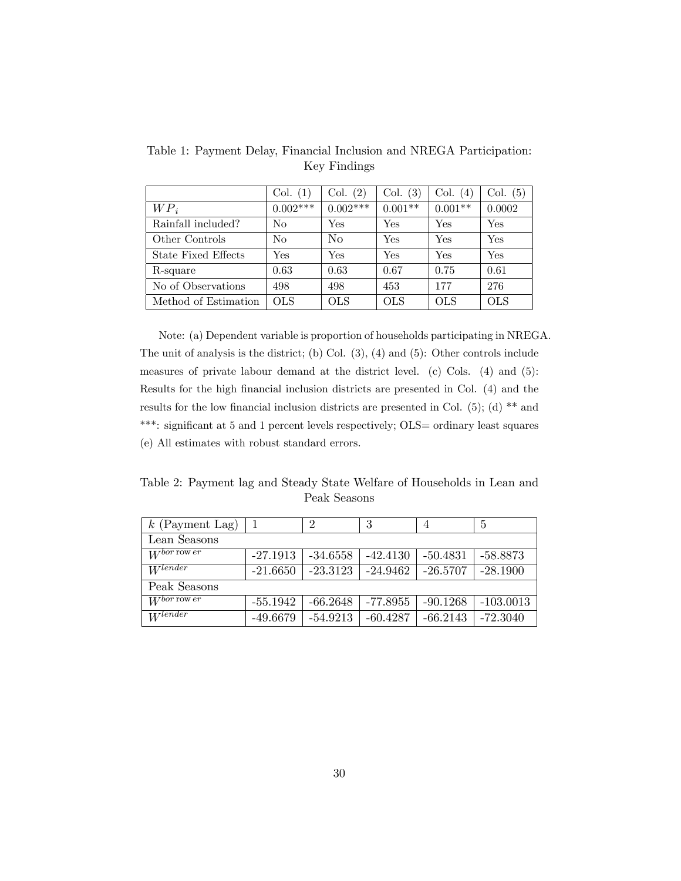Table 1: Payment Delay, Financial Inclusion and NREGA Participation: Key Findings

| | Col. (1) | Col. (2) | Col. (3) | Col. (4) | Col. (5) |
|---|---|---|---|---|---|
| $WP_i$ | 0.002*** | 0.002*** | 0.001** | 0.001** | 0.0002 |
| Rainfall included? | No | Yes | Yes | Yes | Yes |
| Other Controls | No | No | Yes | Yes | Yes |
| State Fixed Effects | Yes | Yes | Yes | Yes | Yes |
| R-square | 0.63 | 0.63 | 0.67 | 0.75 | 0.61 |
| No of Observations | 498 | 498 | 453 | 177 | 276 |
| Method of Estimation | OLS | OLS | OLS | OLS | OLS |

Note: (a) Dependent variable is proportion of households participating in NREGA. The unit of analysis is the district; (b) Col. (3), (4) and (5): Other controls include measures of private labour demand at the district level. (c) Cols. (4) and (5): Results for the high financial inclusion districts are presented in Col. (4) and the results for the low financial inclusion districts are presented in Col. (5); (d) ** and ***: significant at 5 and 1 percent levels respectively; OLS= ordinary least squares (e) All estimates with robust standard errors.

Table 2: Payment lag and Steady State Welfare of Households in Lean and Peak Seasons

| $k$ (Payment Lag) | 1 | 2 | 3 | 4 | 5 |
|---|---|---|---|---|---|
| Lean Seasons | | | | | |
| $W^{borrower}$ | -27.1913 | -34.6558 | -42.4130 | -50.4831 | -58.8873 |
| $W^{lender}$ | -21.6650 | -23.3123 | -24.9462 | -26.5707 | -28.1900 |
| Peak Seasons | | | | | |
| $W^{borrower}$ | -55.1942 | -66.2648 | -77.8955 | -90.1268 | -103.0013 |
| $W^{lender}$ | -49.6679 | -54.9213 | -60.4287 | -66.2143 | -72.3040 |